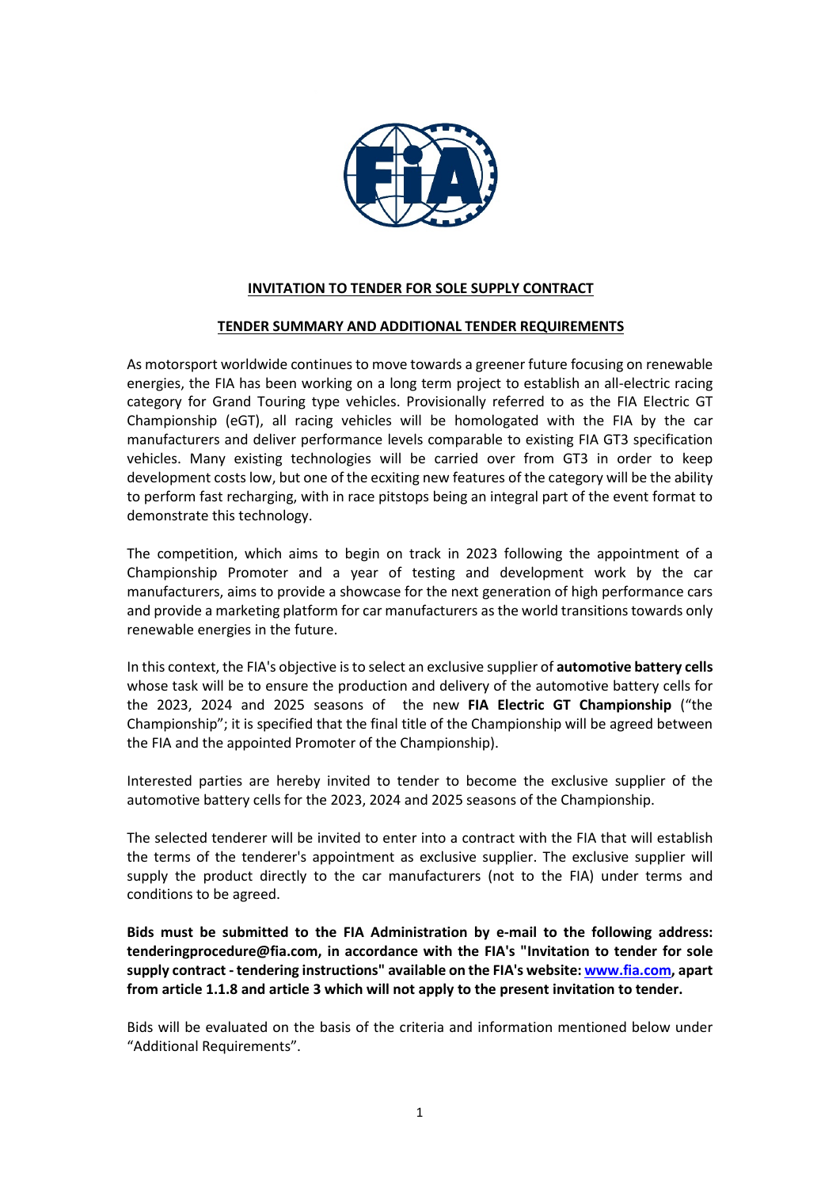**INVITATION TO TENDER FOR SOLE SUPPLY CONTRACT**

**TENDER SUMMARY AND ADDITIONAL TENDER REQUIREMENTS**

As motorsport worldwide continues to move towards a greener future focusing on renewable energies, the FIA has been working on a long term project to establish an all-electric racing category for Grand Touring type vehicles. Provisionally referred to as the FIA Electric GT Championship (eGT), all racing vehicles will be homologated with the FIA by the car manufacturers and deliver performance levels comparable to existing FIA GT3 specification vehicles. Many existing technologies will be carried over from GT3 in order to keep development costs low, but one of the ecxiting new features of the category will be the ability to perform fast recharging, with in race pitstops being an integral part of the event format to demonstrate this technology.

The competition, which aims to begin on track in 2023 following the appointment of a Championship Promoter and a year of testing and development work by the car manufacturers, aims to provide a showcase for the next generation of high performance cars and provide a marketing platform for car manufacturers as the world transitions towards only renewable energies in the future.

In this context, the FIA's objective is to select an exclusive supplier of **automotive battery cells** whose task will be to ensure the production and delivery of the automotive battery cells for the 2023, 2024 and 2025 seasons of the new **FIA Electric GT Championship** ("the Championship"; it is specified that the final title of the Championship will be agreed between the FIA and the appointed Promoter of the Championship).

Interested parties are hereby invited to tender to become the exclusive supplier of the automotive battery cells for the 2023, 2024 and 2025 seasons of the Championship.

The selected tenderer will be invited to enter into a contract with the FIA that will establish the terms of the tenderer's appointment as exclusive supplier. The exclusive supplier will supply the product directly to the car manufacturers (not to the FIA) under terms and conditions to be agreed.

**Bids must be submitted to the FIA Administration by e-mail to the following address: tenderingprocedure@fia.com, in accordance with the FIA's "Invitation to tender for sole supply contract - tendering instructions" available on the FIA's website: www.fia.com, apart from article 1.1.8 and article 3 which will not apply to the present invitation to tender.**

Bids will be evaluated on the basis of the criteria and information mentioned below under "Additional Requirements".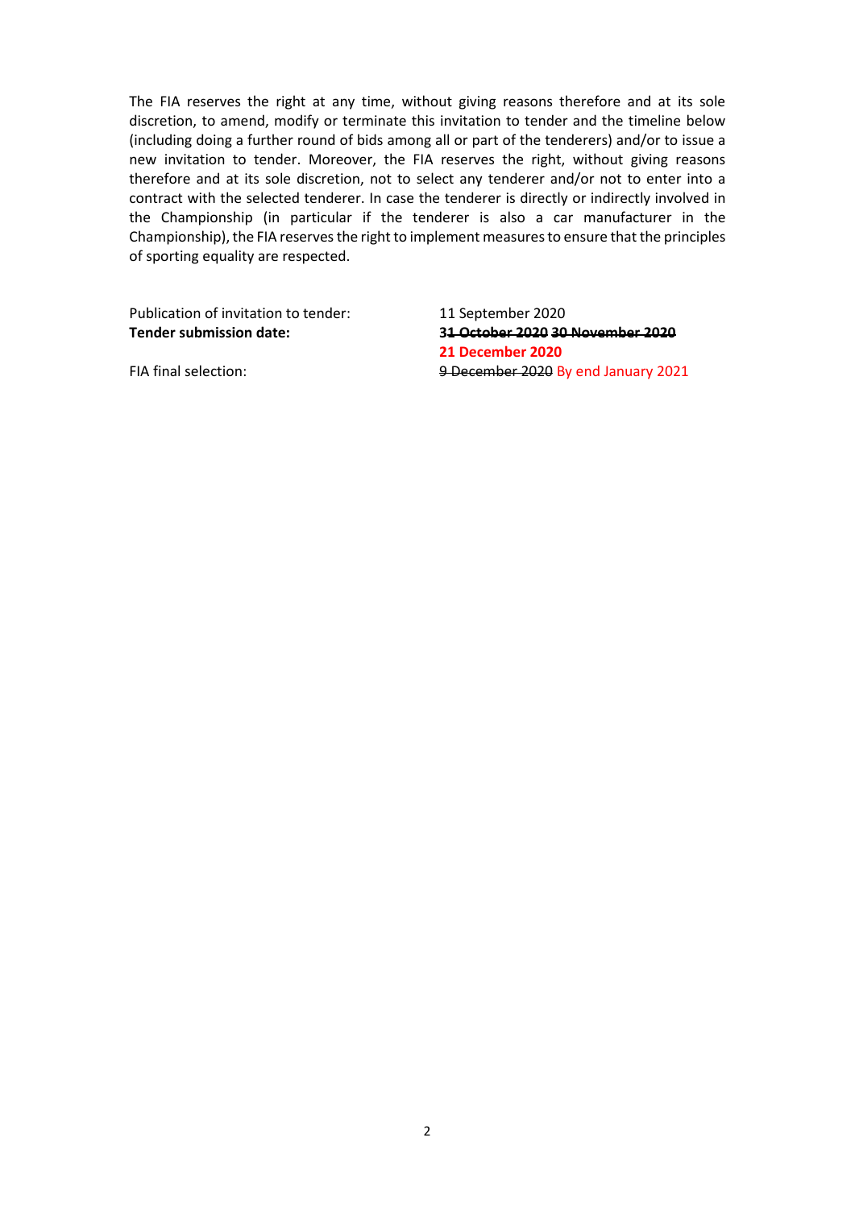The FIA reserves the right at any time, without giving reasons therefore and at its sole discretion, to amend, modify or terminate this invitation to tender and the timeline below (including doing a further round of bids among all or part of the tenderers) and/or to issue a new invitation to tender. Moreover, the FIA reserves the right, without giving reasons therefore and at its sole discretion, not to select any tenderer and/or not to enter into a contract with the selected tenderer. In case the tenderer is directly or indirectly involved in the Championship (in particular if the tenderer is also a car manufacturer in the Championship), the FIA reserves the right to implement measures to ensure that the principles of sporting equality are respected.

| | |
|---|---|
| Publication of invitation to tender: | 11 September 2020 |
| **Tender submission date:** | **~~31 October 2020~~ ~~30 November 2020~~** **21 December 2020** |
| FIA final selection: | ~~9 December 2020~~ By end January 2021 |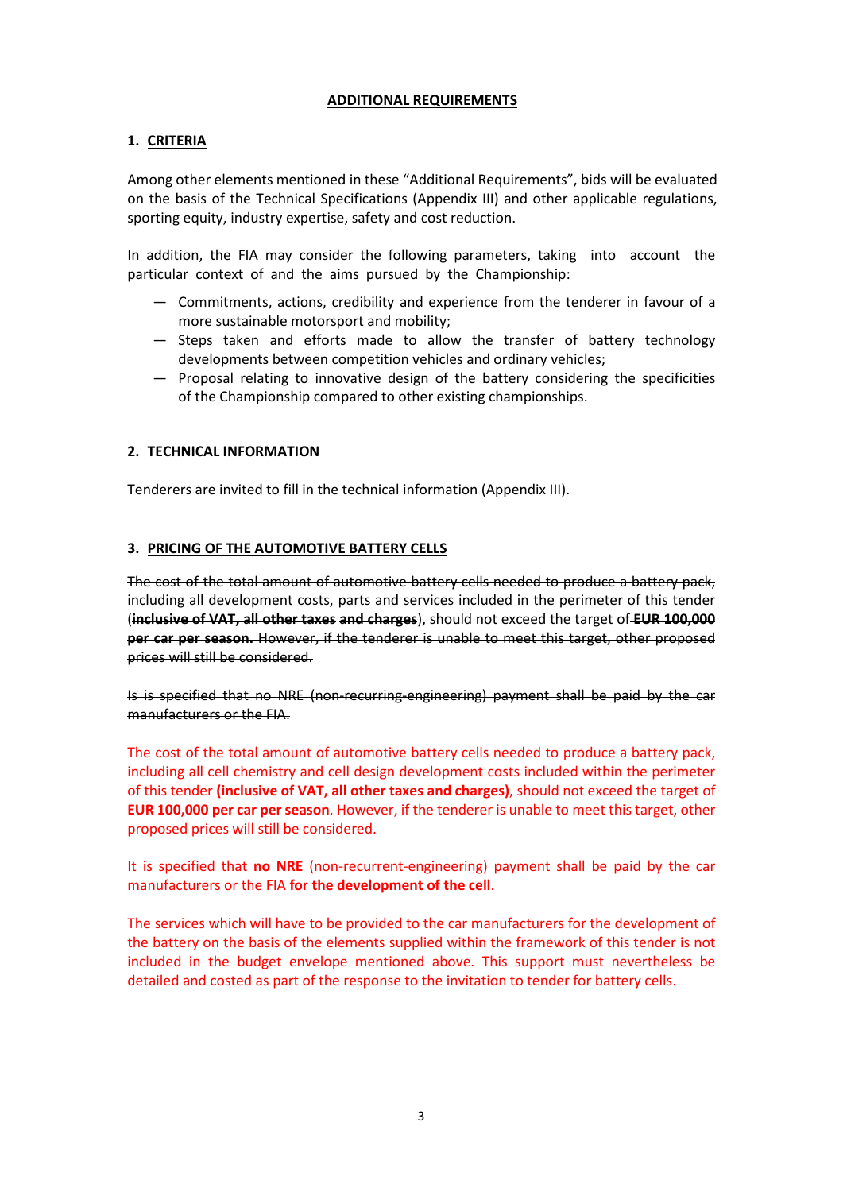## ADDITIONAL REQUIREMENTS

### 1. CRITERIA

Among other elements mentioned in these "Additional Requirements", bids will be evaluated on the basis of the Technical Specifications (Appendix III) and other applicable regulations, sporting equity, industry expertise, safety and cost reduction.

In addition, the FIA may consider the following parameters, taking into account the particular context of and the aims pursued by the Championship:

- Commitments, actions, credibility and experience from the tenderer in favour of a more sustainable motorsport and mobility;
- Steps taken and efforts made to allow the transfer of battery technology developments between competition vehicles and ordinary vehicles;
- Proposal relating to innovative design of the battery considering the specificities of the Championship compared to other existing championships.

### 2. TECHNICAL INFORMATION

Tenderers are invited to fill in the technical information (Appendix III).

### 3. PRICING OF THE AUTOMOTIVE BATTERY CELLS

~~The cost of the total amount of automotive battery cells needed to produce a battery pack, including all development costs, parts and services included in the perimeter of this tender (**inclusive of VAT, all other taxes and charges**), should not exceed the target of **EUR 100,000 per car per season.** However, if the tenderer is unable to meet this target, other proposed prices will still be considered.~~

~~Is is specified that no NRE (non-recurring-engineering) payment shall be paid by the car manufacturers or the FIA.~~

The cost of the total amount of automotive battery cells needed to produce a battery pack, including all cell chemistry and cell design development costs included within the perimeter of this tender **(inclusive of VAT, all other taxes and charges)**, should not exceed the target of **EUR 100,000 per car per season**. However, if the tenderer is unable to meet this target, other proposed prices will still be considered.

It is specified that **no NRE** (non-recurrent-engineering) payment shall be paid by the car manufacturers or the FIA **for the development of the cell**.

The services which will have to be provided to the car manufacturers for the development of the battery on the basis of the elements supplied within the framework of this tender is not included in the budget envelope mentioned above. This support must nevertheless be detailed and costed as part of the response to the invitation to tender for battery cells.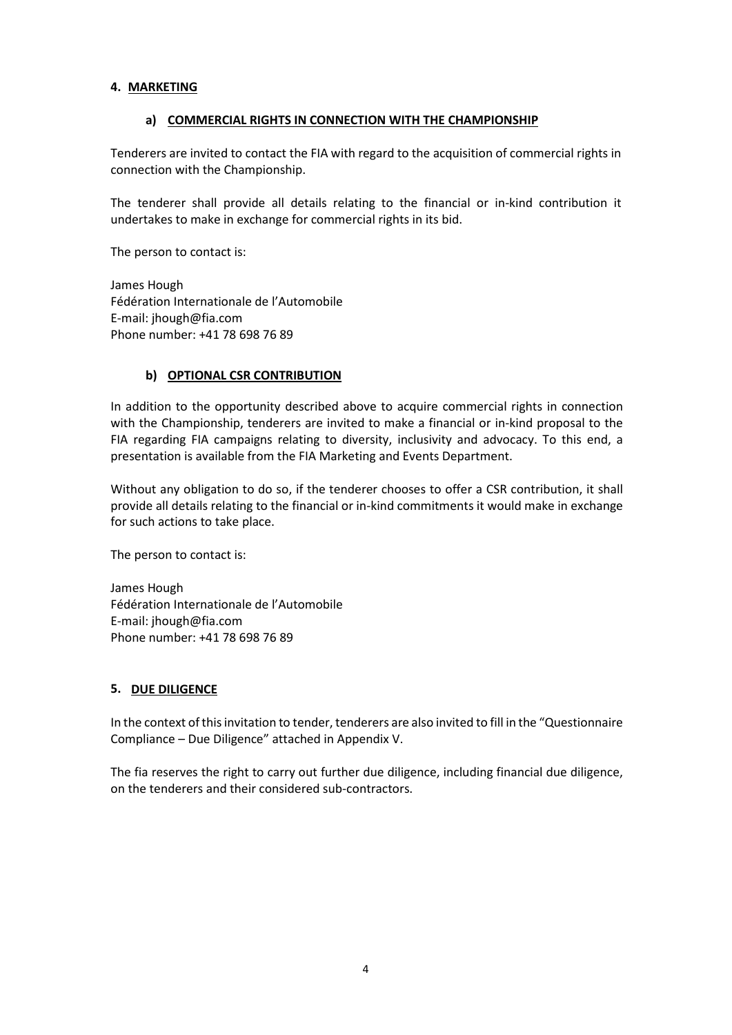## 4. MARKETING

### a) COMMERCIAL RIGHTS IN CONNECTION WITH THE CHAMPIONSHIP

Tenderers are invited to contact the FIA with regard to the acquisition of commercial rights in connection with the Championship.

The tenderer shall provide all details relating to the financial or in-kind contribution it undertakes to make in exchange for commercial rights in its bid.

The person to contact is:

James Hough
Fédération Internationale de l'Automobile
E-mail: jhough@fia.com
Phone number: +41 78 698 76 89

### b) OPTIONAL CSR CONTRIBUTION

In addition to the opportunity described above to acquire commercial rights in connection with the Championship, tenderers are invited to make a financial or in-kind proposal to the FIA regarding FIA campaigns relating to diversity, inclusivity and advocacy. To this end, a presentation is available from the FIA Marketing and Events Department.

Without any obligation to do so, if the tenderer chooses to offer a CSR contribution, it shall provide all details relating to the financial or in-kind commitments it would make in exchange for such actions to take place.

The person to contact is:

James Hough
Fédération Internationale de l'Automobile
E-mail: jhough@fia.com
Phone number: +41 78 698 76 89

## 5. DUE DILIGENCE

In the context of this invitation to tender, tenderers are also invited to fill in the "Questionnaire Compliance – Due Diligence" attached in Appendix V.

The fia reserves the right to carry out further due diligence, including financial due diligence, on the tenderers and their considered sub-contractors.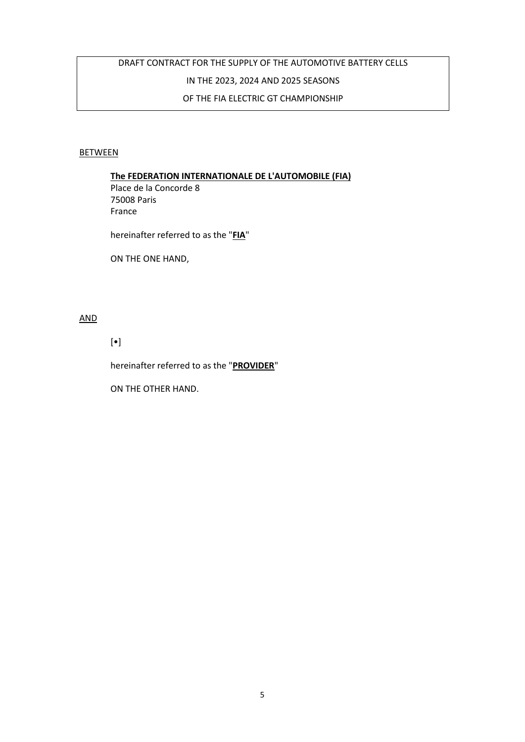DRAFT CONTRACT FOR THE SUPPLY OF THE AUTOMOTIVE BATTERY CELLS
IN THE 2023, 2024 AND 2025 SEASONS
OF THE FIA ELECTRIC GT CHAMPIONSHIP

<u>BETWEEN</u>

**<u>The FEDERATION INTERNATIONALE DE L'AUTOMOBILE (FIA)</u>**
Place de la Concorde 8
75008 Paris
France

hereinafter referred to as the "**<u>FIA</u>**"

ON THE ONE HAND,

<u>AND</u>

[•]

hereinafter referred to as the "**<u>PROVIDER</u>**"

ON THE OTHER HAND.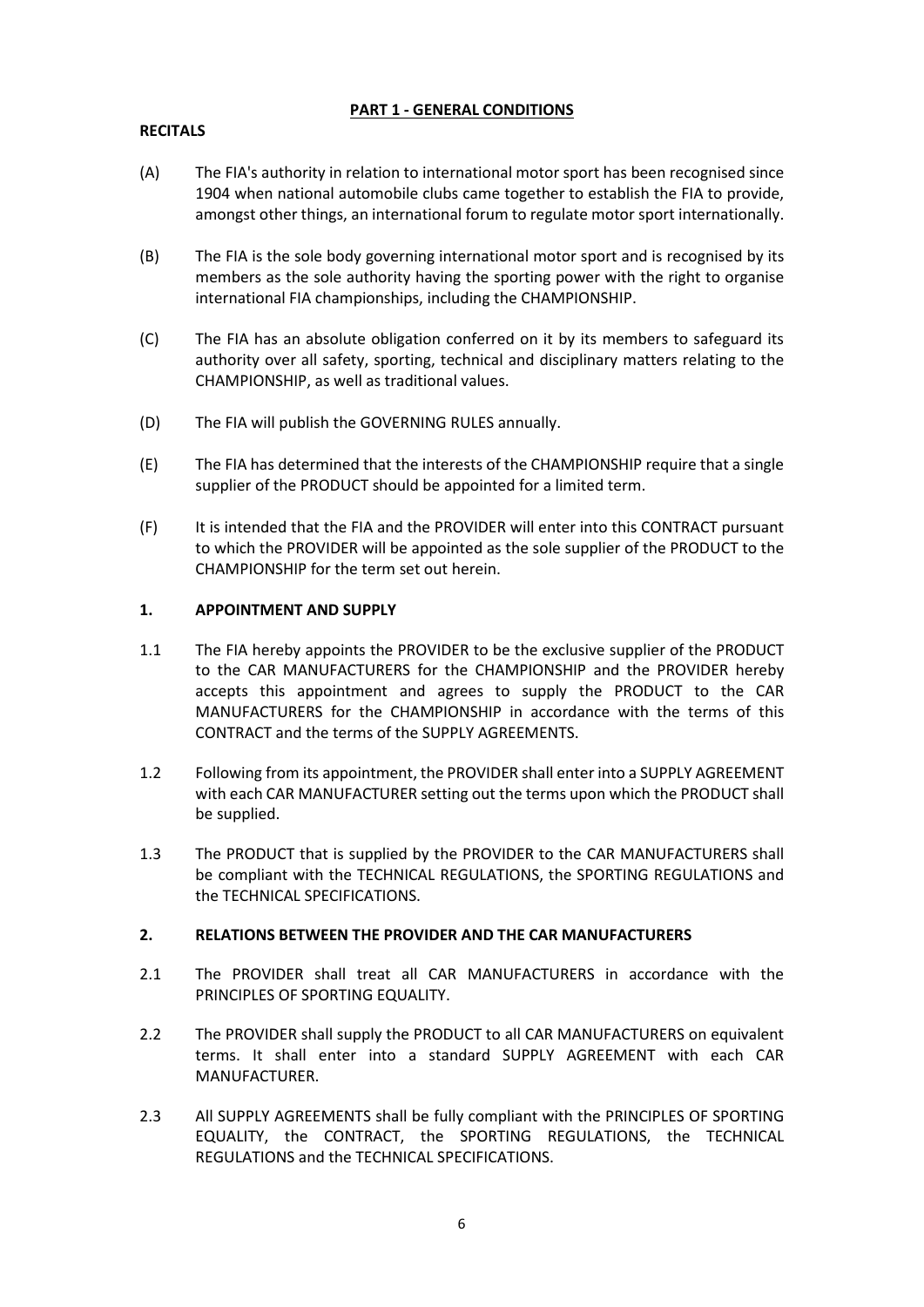## PART 1 - GENERAL CONDITIONS

### RECITALS

(A) The FIA's authority in relation to international motor sport has been recognised since 1904 when national automobile clubs came together to establish the FIA to provide, amongst other things, an international forum to regulate motor sport internationally.

(B) The FIA is the sole body governing international motor sport and is recognised by its members as the sole authority having the sporting power with the right to organise international FIA championships, including the CHAMPIONSHIP.

(C) The FIA has an absolute obligation conferred on it by its members to safeguard its authority over all safety, sporting, technical and disciplinary matters relating to the CHAMPIONSHIP, as well as traditional values.

(D) The FIA will publish the GOVERNING RULES annually.

(E) The FIA has determined that the interests of the CHAMPIONSHIP require that a single supplier of the PRODUCT should be appointed for a limited term.

(F) It is intended that the FIA and the PROVIDER will enter into this CONTRACT pursuant to which the PROVIDER will be appointed as the sole supplier of the PRODUCT to the CHAMPIONSHIP for the term set out herein.

### 1. APPOINTMENT AND SUPPLY

1.1 The FIA hereby appoints the PROVIDER to be the exclusive supplier of the PRODUCT to the CAR MANUFACTURERS for the CHAMPIONSHIP and the PROVIDER hereby accepts this appointment and agrees to supply the PRODUCT to the CAR MANUFACTURERS for the CHAMPIONSHIP in accordance with the terms of this CONTRACT and the terms of the SUPPLY AGREEMENTS.

1.2 Following from its appointment, the PROVIDER shall enter into a SUPPLY AGREEMENT with each CAR MANUFACTURER setting out the terms upon which the PRODUCT shall be supplied.

1.3 The PRODUCT that is supplied by the PROVIDER to the CAR MANUFACTURERS shall be compliant with the TECHNICAL REGULATIONS, the SPORTING REGULATIONS and the TECHNICAL SPECIFICATIONS.

### 2. RELATIONS BETWEEN THE PROVIDER AND THE CAR MANUFACTURERS

2.1 The PROVIDER shall treat all CAR MANUFACTURERS in accordance with the PRINCIPLES OF SPORTING EQUALITY.

2.2 The PROVIDER shall supply the PRODUCT to all CAR MANUFACTURERS on equivalent terms. It shall enter into a standard SUPPLY AGREEMENT with each CAR MANUFACTURER.

2.3 All SUPPLY AGREEMENTS shall be fully compliant with the PRINCIPLES OF SPORTING EQUALITY, the CONTRACT, the SPORTING REGULATIONS, the TECHNICAL REGULATIONS and the TECHNICAL SPECIFICATIONS.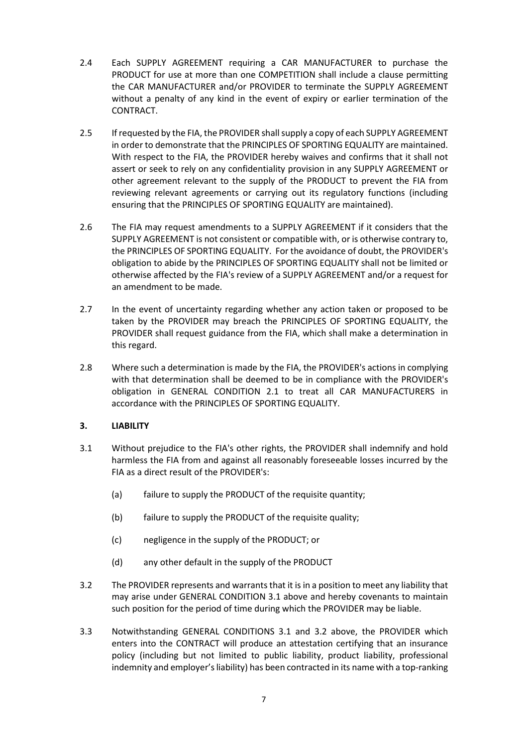2.4 Each SUPPLY AGREEMENT requiring a CAR MANUFACTURER to purchase the PRODUCT for use at more than one COMPETITION shall include a clause permitting the CAR MANUFACTURER and/or PROVIDER to terminate the SUPPLY AGREEMENT without a penalty of any kind in the event of expiry or earlier termination of the CONTRACT.

2.5 If requested by the FIA, the PROVIDER shall supply a copy of each SUPPLY AGREEMENT in order to demonstrate that the PRINCIPLES OF SPORTING EQUALITY are maintained. With respect to the FIA, the PROVIDER hereby waives and confirms that it shall not assert or seek to rely on any confidentiality provision in any SUPPLY AGREEMENT or other agreement relevant to the supply of the PRODUCT to prevent the FIA from reviewing relevant agreements or carrying out its regulatory functions (including ensuring that the PRINCIPLES OF SPORTING EQUALITY are maintained).

2.6 The FIA may request amendments to a SUPPLY AGREEMENT if it considers that the SUPPLY AGREEMENT is not consistent or compatible with, or is otherwise contrary to, the PRINCIPLES OF SPORTING EQUALITY. For the avoidance of doubt, the PROVIDER's obligation to abide by the PRINCIPLES OF SPORTING EQUALITY shall not be limited or otherwise affected by the FIA's review of a SUPPLY AGREEMENT and/or a request for an amendment to be made.

2.7 In the event of uncertainty regarding whether any action taken or proposed to be taken by the PROVIDER may breach the PRINCIPLES OF SPORTING EQUALITY, the PROVIDER shall request guidance from the FIA, which shall make a determination in this regard.

2.8 Where such a determination is made by the FIA, the PROVIDER's actions in complying with that determination shall be deemed to be in compliance with the PROVIDER's obligation in GENERAL CONDITION 2.1 to treat all CAR MANUFACTURERS in accordance with the PRINCIPLES OF SPORTING EQUALITY.

## 3. LIABILITY

3.1 Without prejudice to the FIA's other rights, the PROVIDER shall indemnify and hold harmless the FIA from and against all reasonably foreseeable losses incurred by the FIA as a direct result of the PROVIDER's:

(a) failure to supply the PRODUCT of the requisite quantity;

(b) failure to supply the PRODUCT of the requisite quality;

(c) negligence in the supply of the PRODUCT; or

(d) any other default in the supply of the PRODUCT

3.2 The PROVIDER represents and warrants that it is in a position to meet any liability that may arise under GENERAL CONDITION 3.1 above and hereby covenants to maintain such position for the period of time during which the PROVIDER may be liable.

3.3 Notwithstanding GENERAL CONDITIONS 3.1 and 3.2 above, the PROVIDER which enters into the CONTRACT will produce an attestation certifying that an insurance policy (including but not limited to public liability, product liability, professional indemnity and employer's liability) has been contracted in its name with a top-ranking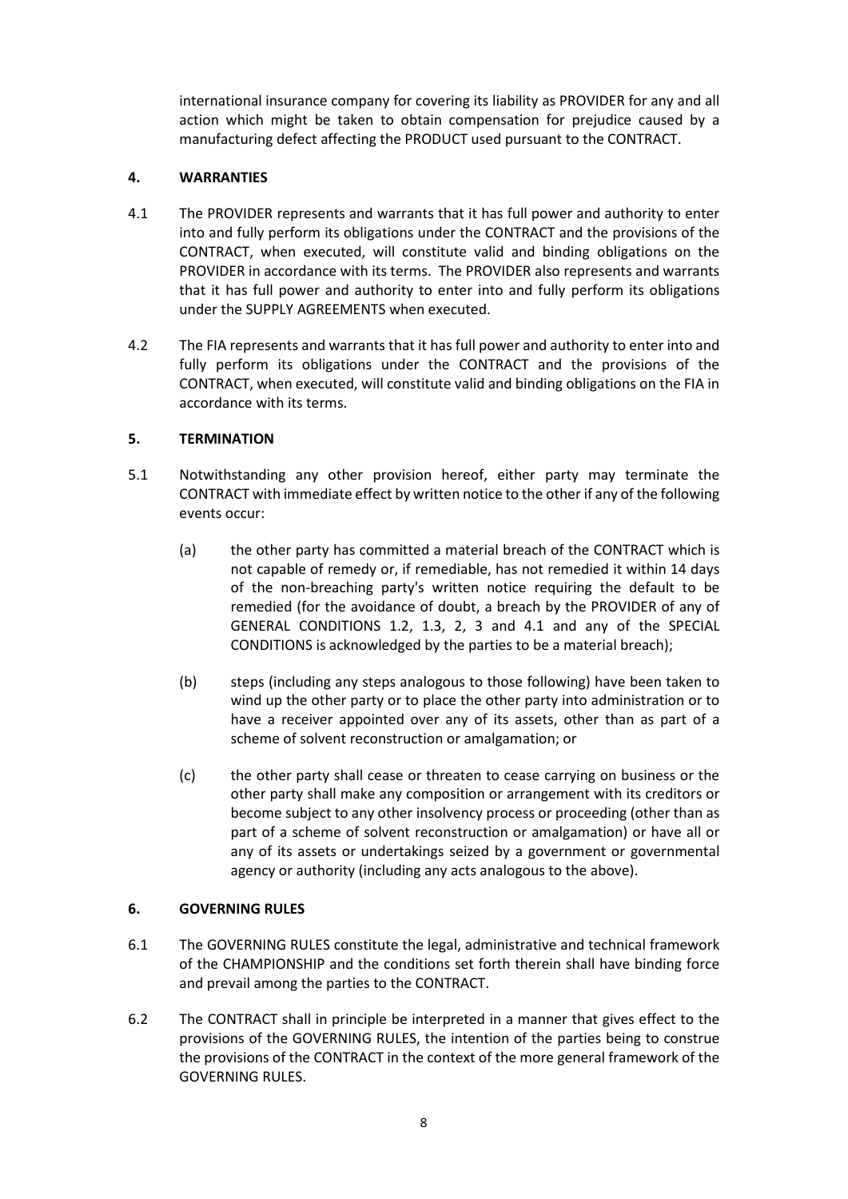international insurance company for covering its liability as PROVIDER for any and all action which might be taken to obtain compensation for prejudice caused by a manufacturing defect affecting the PRODUCT used pursuant to the CONTRACT.

## 4. WARRANTIES

4.1 The PROVIDER represents and warrants that it has full power and authority to enter into and fully perform its obligations under the CONTRACT and the provisions of the CONTRACT, when executed, will constitute valid and binding obligations on the PROVIDER in accordance with its terms. The PROVIDER also represents and warrants that it has full power and authority to enter into and fully perform its obligations under the SUPPLY AGREEMENTS when executed.

4.2 The FIA represents and warrants that it has full power and authority to enter into and fully perform its obligations under the CONTRACT and the provisions of the CONTRACT, when executed, will constitute valid and binding obligations on the FIA in accordance with its terms.

## 5. TERMINATION

5.1 Notwithstanding any other provision hereof, either party may terminate the CONTRACT with immediate effect by written notice to the other if any of the following events occur:

(a) the other party has committed a material breach of the CONTRACT which is not capable of remedy or, if remediable, has not remedied it within 14 days of the non-breaching party's written notice requiring the default to be remedied (for the avoidance of doubt, a breach by the PROVIDER of any of GENERAL CONDITIONS 1.2, 1.3, 2, 3 and 4.1 and any of the SPECIAL CONDITIONS is acknowledged by the parties to be a material breach);

(b) steps (including any steps analogous to those following) have been taken to wind up the other party or to place the other party into administration or to have a receiver appointed over any of its assets, other than as part of a scheme of solvent reconstruction or amalgamation; or

(c) the other party shall cease or threaten to cease carrying on business or the other party shall make any composition or arrangement with its creditors or become subject to any other insolvency process or proceeding (other than as part of a scheme of solvent reconstruction or amalgamation) or have all or any of its assets or undertakings seized by a government or governmental agency or authority (including any acts analogous to the above).

## 6. GOVERNING RULES

6.1 The GOVERNING RULES constitute the legal, administrative and technical framework of the CHAMPIONSHIP and the conditions set forth therein shall have binding force and prevail among the parties to the CONTRACT.

6.2 The CONTRACT shall in principle be interpreted in a manner that gives effect to the provisions of the GOVERNING RULES, the intention of the parties being to construe the provisions of the CONTRACT in the context of the more general framework of the GOVERNING RULES.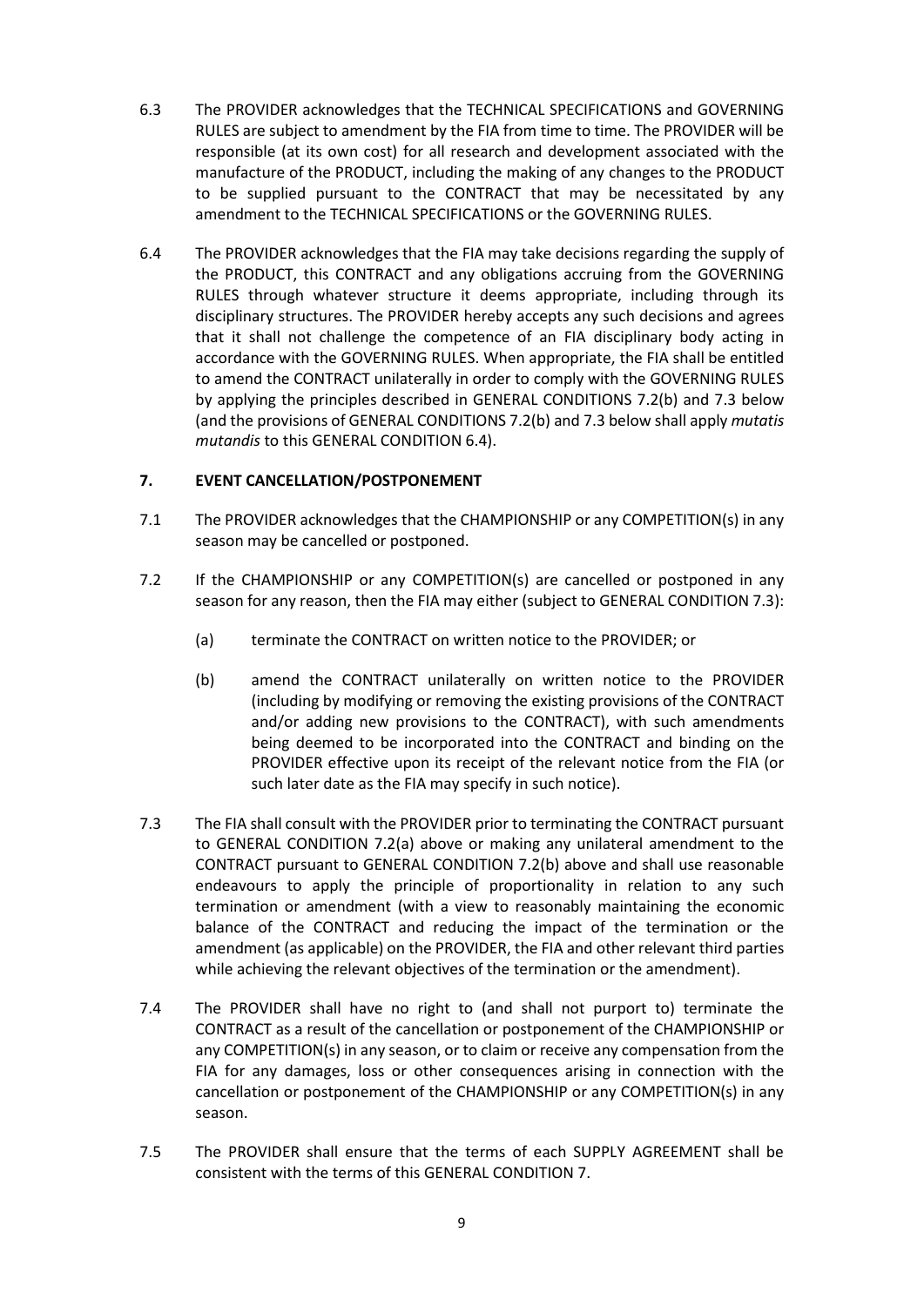6.3 The PROVIDER acknowledges that the TECHNICAL SPECIFICATIONS and GOVERNING RULES are subject to amendment by the FIA from time to time. The PROVIDER will be responsible (at its own cost) for all research and development associated with the manufacture of the PRODUCT, including the making of any changes to the PRODUCT to be supplied pursuant to the CONTRACT that may be necessitated by any amendment to the TECHNICAL SPECIFICATIONS or the GOVERNING RULES.

6.4 The PROVIDER acknowledges that the FIA may take decisions regarding the supply of the PRODUCT, this CONTRACT and any obligations accruing from the GOVERNING RULES through whatever structure it deems appropriate, including through its disciplinary structures. The PROVIDER hereby accepts any such decisions and agrees that it shall not challenge the competence of an FIA disciplinary body acting in accordance with the GOVERNING RULES. When appropriate, the FIA shall be entitled to amend the CONTRACT unilaterally in order to comply with the GOVERNING RULES by applying the principles described in GENERAL CONDITIONS 7.2(b) and 7.3 below (and the provisions of GENERAL CONDITIONS 7.2(b) and 7.3 below shall apply *mutatis mutandis* to this GENERAL CONDITION 6.4).

## 7. EVENT CANCELLATION/POSTPONEMENT

7.1 The PROVIDER acknowledges that the CHAMPIONSHIP or any COMPETITION(s) in any season may be cancelled or postponed.

7.2 If the CHAMPIONSHIP or any COMPETITION(s) are cancelled or postponed in any season for any reason, then the FIA may either (subject to GENERAL CONDITION 7.3):

(a) terminate the CONTRACT on written notice to the PROVIDER; or

(b) amend the CONTRACT unilaterally on written notice to the PROVIDER (including by modifying or removing the existing provisions of the CONTRACT and/or adding new provisions to the CONTRACT), with such amendments being deemed to be incorporated into the CONTRACT and binding on the PROVIDER effective upon its receipt of the relevant notice from the FIA (or such later date as the FIA may specify in such notice).

7.3 The FIA shall consult with the PROVIDER prior to terminating the CONTRACT pursuant to GENERAL CONDITION 7.2(a) above or making any unilateral amendment to the CONTRACT pursuant to GENERAL CONDITION 7.2(b) above and shall use reasonable endeavours to apply the principle of proportionality in relation to any such termination or amendment (with a view to reasonably maintaining the economic balance of the CONTRACT and reducing the impact of the termination or the amendment (as applicable) on the PROVIDER, the FIA and other relevant third parties while achieving the relevant objectives of the termination or the amendment).

7.4 The PROVIDER shall have no right to (and shall not purport to) terminate the CONTRACT as a result of the cancellation or postponement of the CHAMPIONSHIP or any COMPETITION(s) in any season, or to claim or receive any compensation from the FIA for any damages, loss or other consequences arising in connection with the cancellation or postponement of the CHAMPIONSHIP or any COMPETITION(s) in any season.

7.5 The PROVIDER shall ensure that the terms of each SUPPLY AGREEMENT shall be consistent with the terms of this GENERAL CONDITION 7.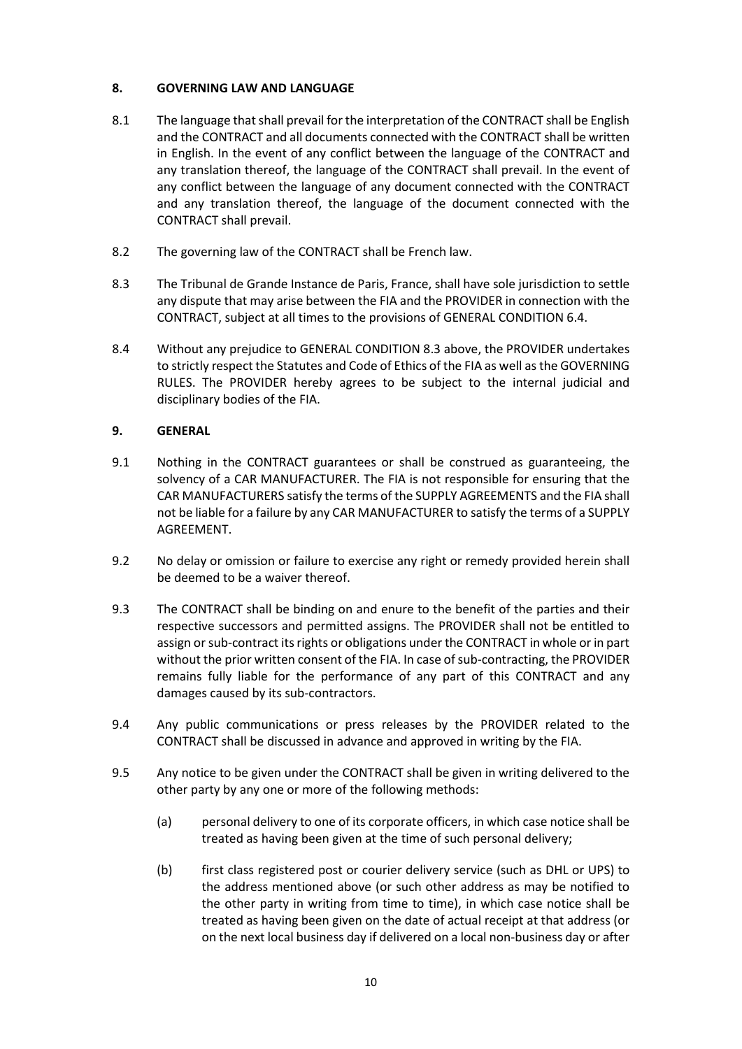## 8. GOVERNING LAW AND LANGUAGE

8.1 The language that shall prevail for the interpretation of the CONTRACT shall be English and the CONTRACT and all documents connected with the CONTRACT shall be written in English. In the event of any conflict between the language of the CONTRACT and any translation thereof, the language of the CONTRACT shall prevail. In the event of any conflict between the language of any document connected with the CONTRACT and any translation thereof, the language of the document connected with the CONTRACT shall prevail.

8.2 The governing law of the CONTRACT shall be French law.

8.3 The Tribunal de Grande Instance de Paris, France, shall have sole jurisdiction to settle any dispute that may arise between the FIA and the PROVIDER in connection with the CONTRACT, subject at all times to the provisions of GENERAL CONDITION 6.4.

8.4 Without any prejudice to GENERAL CONDITION 8.3 above, the PROVIDER undertakes to strictly respect the Statutes and Code of Ethics of the FIA as well as the GOVERNING RULES. The PROVIDER hereby agrees to be subject to the internal judicial and disciplinary bodies of the FIA.

## 9. GENERAL

9.1 Nothing in the CONTRACT guarantees or shall be construed as guaranteeing, the solvency of a CAR MANUFACTURER. The FIA is not responsible for ensuring that the CAR MANUFACTURERS satisfy the terms of the SUPPLY AGREEMENTS and the FIA shall not be liable for a failure by any CAR MANUFACTURER to satisfy the terms of a SUPPLY AGREEMENT.

9.2 No delay or omission or failure to exercise any right or remedy provided herein shall be deemed to be a waiver thereof.

9.3 The CONTRACT shall be binding on and enure to the benefit of the parties and their respective successors and permitted assigns. The PROVIDER shall not be entitled to assign or sub-contract its rights or obligations under the CONTRACT in whole or in part without the prior written consent of the FIA. In case of sub-contracting, the PROVIDER remains fully liable for the performance of any part of this CONTRACT and any damages caused by its sub-contractors.

9.4 Any public communications or press releases by the PROVIDER related to the CONTRACT shall be discussed in advance and approved in writing by the FIA.

9.5 Any notice to be given under the CONTRACT shall be given in writing delivered to the other party by any one or more of the following methods:

(a) personal delivery to one of its corporate officers, in which case notice shall be treated as having been given at the time of such personal delivery;

(b) first class registered post or courier delivery service (such as DHL or UPS) to the address mentioned above (or such other address as may be notified to the other party in writing from time to time), in which case notice shall be treated as having been given on the date of actual receipt at that address (or on the next local business day if delivered on a local non-business day or after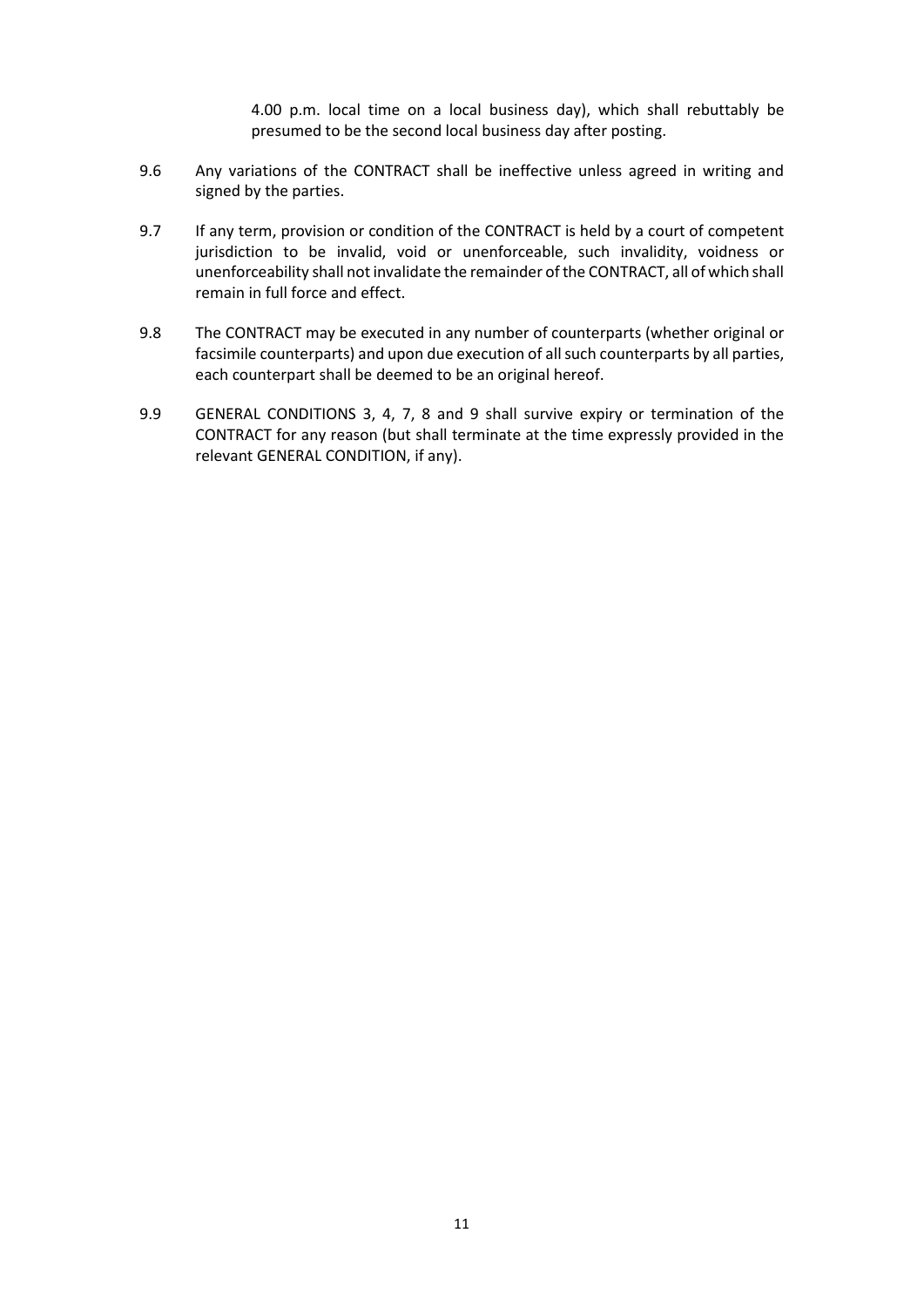4.00 p.m. local time on a local business day), which shall rebuttably be presumed to be the second local business day after posting.

9.6 Any variations of the CONTRACT shall be ineffective unless agreed in writing and signed by the parties.

9.7 If any term, provision or condition of the CONTRACT is held by a court of competent jurisdiction to be invalid, void or unenforceable, such invalidity, voidness or unenforceability shall not invalidate the remainder of the CONTRACT, all of which shall remain in full force and effect.

9.8 The CONTRACT may be executed in any number of counterparts (whether original or facsimile counterparts) and upon due execution of all such counterparts by all parties, each counterpart shall be deemed to be an original hereof.

9.9 GENERAL CONDITIONS 3, 4, 7, 8 and 9 shall survive expiry or termination of the CONTRACT for any reason (but shall terminate at the time expressly provided in the relevant GENERAL CONDITION, if any).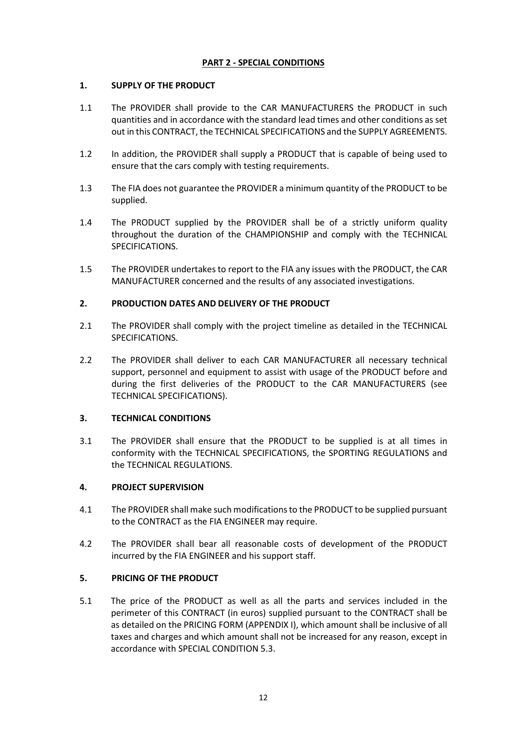## PART 2 - SPECIAL CONDITIONS

### 1. SUPPLY OF THE PRODUCT

1.1 The PROVIDER shall provide to the CAR MANUFACTURERS the PRODUCT in such quantities and in accordance with the standard lead times and other conditions as set out in this CONTRACT, the TECHNICAL SPECIFICATIONS and the SUPPLY AGREEMENTS.

1.2 In addition, the PROVIDER shall supply a PRODUCT that is capable of being used to ensure that the cars comply with testing requirements.

1.3 The FIA does not guarantee the PROVIDER a minimum quantity of the PRODUCT to be supplied.

1.4 The PRODUCT supplied by the PROVIDER shall be of a strictly uniform quality throughout the duration of the CHAMPIONSHIP and comply with the TECHNICAL SPECIFICATIONS.

1.5 The PROVIDER undertakes to report to the FIA any issues with the PRODUCT, the CAR MANUFACTURER concerned and the results of any associated investigations.

### 2. PRODUCTION DATES AND DELIVERY OF THE PRODUCT

2.1 The PROVIDER shall comply with the project timeline as detailed in the TECHNICAL SPECIFICATIONS.

2.2 The PROVIDER shall deliver to each CAR MANUFACTURER all necessary technical support, personnel and equipment to assist with usage of the PRODUCT before and during the first deliveries of the PRODUCT to the CAR MANUFACTURERS (see TECHNICAL SPECIFICATIONS).

### 3. TECHNICAL CONDITIONS

3.1 The PROVIDER shall ensure that the PRODUCT to be supplied is at all times in conformity with the TECHNICAL SPECIFICATIONS, the SPORTING REGULATIONS and the TECHNICAL REGULATIONS.

### 4. PROJECT SUPERVISION

4.1 The PROVIDER shall make such modifications to the PRODUCT to be supplied pursuant to the CONTRACT as the FIA ENGINEER may require.

4.2 The PROVIDER shall bear all reasonable costs of development of the PRODUCT incurred by the FIA ENGINEER and his support staff.

### 5. PRICING OF THE PRODUCT

5.1 The price of the PRODUCT as well as all the parts and services included in the perimeter of this CONTRACT (in euros) supplied pursuant to the CONTRACT shall be as detailed on the PRICING FORM (APPENDIX I), which amount shall be inclusive of all taxes and charges and which amount shall not be increased for any reason, except in accordance with SPECIAL CONDITION 5.3.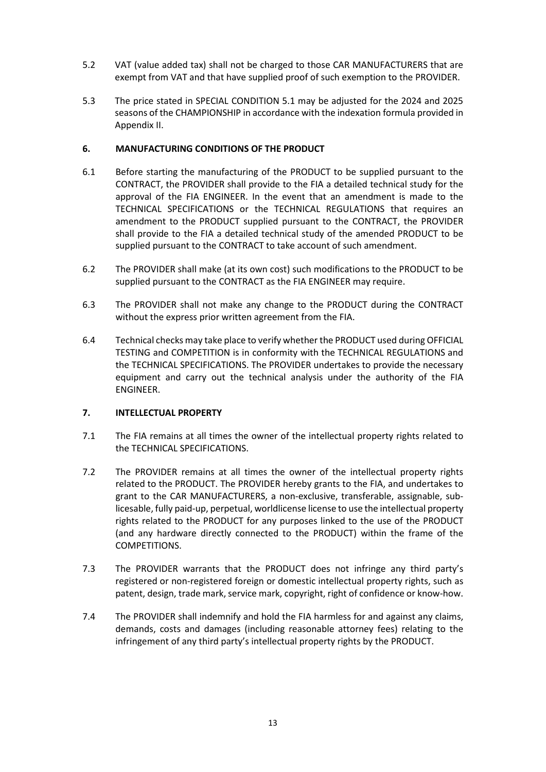5.2 VAT (value added tax) shall not be charged to those CAR MANUFACTURERS that are exempt from VAT and that have supplied proof of such exemption to the PROVIDER.

5.3 The price stated in SPECIAL CONDITION 5.1 may be adjusted for the 2024 and 2025 seasons of the CHAMPIONSHIP in accordance with the indexation formula provided in Appendix II.

## 6. MANUFACTURING CONDITIONS OF THE PRODUCT

6.1 Before starting the manufacturing of the PRODUCT to be supplied pursuant to the CONTRACT, the PROVIDER shall provide to the FIA a detailed technical study for the approval of the FIA ENGINEER. In the event that an amendment is made to the TECHNICAL SPECIFICATIONS or the TECHNICAL REGULATIONS that requires an amendment to the PRODUCT supplied pursuant to the CONTRACT, the PROVIDER shall provide to the FIA a detailed technical study of the amended PRODUCT to be supplied pursuant to the CONTRACT to take account of such amendment.

6.2 The PROVIDER shall make (at its own cost) such modifications to the PRODUCT to be supplied pursuant to the CONTRACT as the FIA ENGINEER may require.

6.3 The PROVIDER shall not make any change to the PRODUCT during the CONTRACT without the express prior written agreement from the FIA.

6.4 Technical checks may take place to verify whether the PRODUCT used during OFFICIAL TESTING and COMPETITION is in conformity with the TECHNICAL REGULATIONS and the TECHNICAL SPECIFICATIONS. The PROVIDER undertakes to provide the necessary equipment and carry out the technical analysis under the authority of the FIA ENGINEER.

## 7. INTELLECTUAL PROPERTY

7.1 The FIA remains at all times the owner of the intellectual property rights related to the TECHNICAL SPECIFICATIONS.

7.2 The PROVIDER remains at all times the owner of the intellectual property rights related to the PRODUCT. The PROVIDER hereby grants to the FIA, and undertakes to grant to the CAR MANUFACTURERS, a non-exclusive, transferable, assignable, sub-licesable, fully paid-up, perpetual, worldlicense license to use the intellectual property rights related to the PRODUCT for any purposes linked to the use of the PRODUCT (and any hardware directly connected to the PRODUCT) within the frame of the COMPETITIONS.

7.3 The PROVIDER warrants that the PRODUCT does not infringe any third party's registered or non-registered foreign or domestic intellectual property rights, such as patent, design, trade mark, service mark, copyright, right of confidence or know-how.

7.4 The PROVIDER shall indemnify and hold the FIA harmless for and against any claims, demands, costs and damages (including reasonable attorney fees) relating to the infringement of any third party's intellectual property rights by the PRODUCT.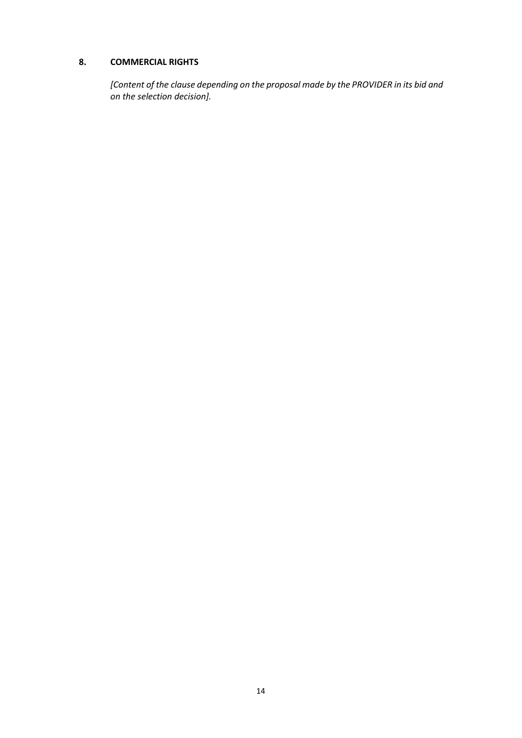## 8. COMMERCIAL RIGHTS

*[Content of the clause depending on the proposal made by the PROVIDER in its bid and on the selection decision].*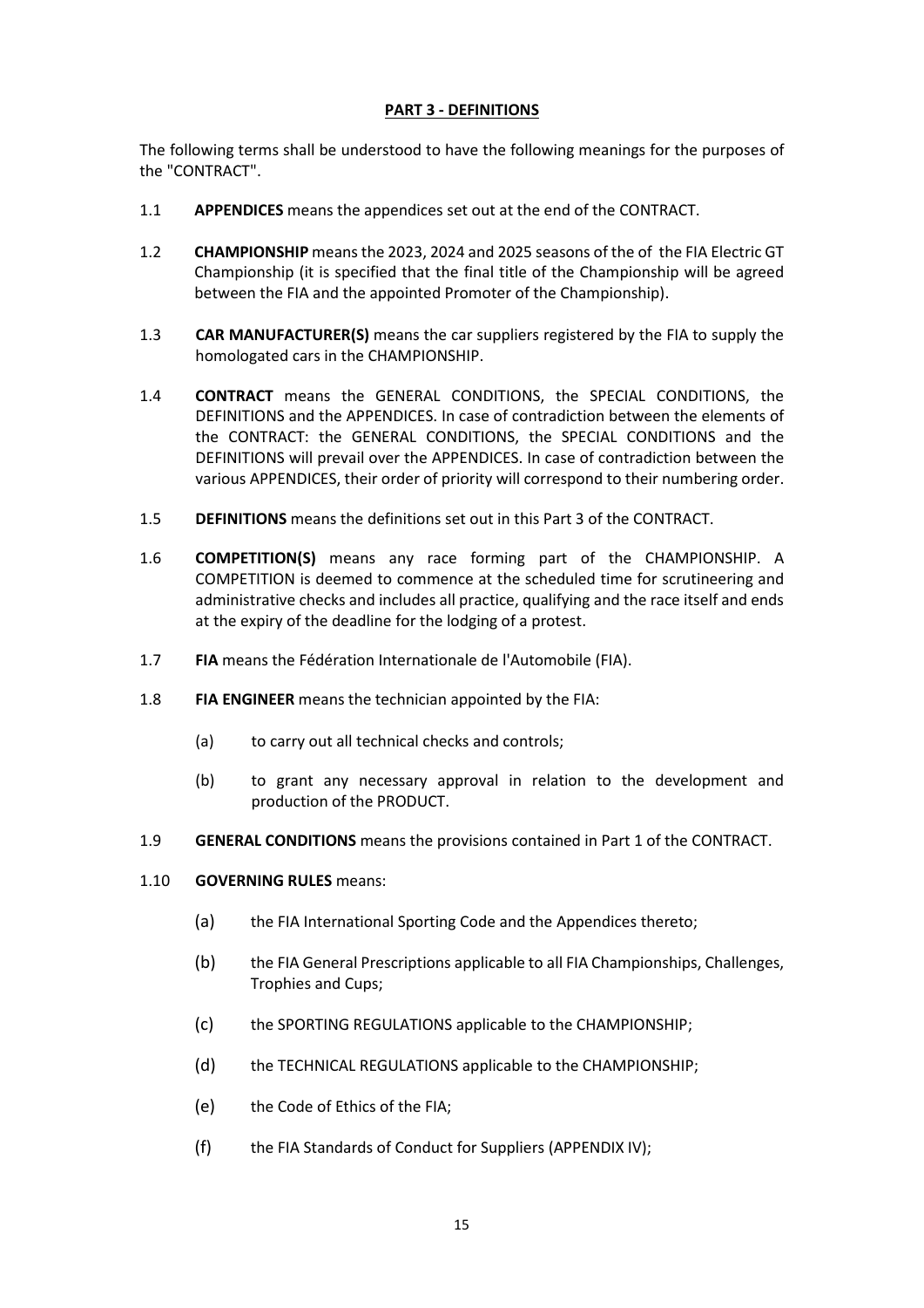## PART 3 - DEFINITIONS

The following terms shall be understood to have the following meanings for the purposes of the "CONTRACT".

1.1 **APPENDICES** means the appendices set out at the end of the CONTRACT.

1.2 **CHAMPIONSHIP** means the 2023, 2024 and 2025 seasons of the of the FIA Electric GT Championship (it is specified that the final title of the Championship will be agreed between the FIA and the appointed Promoter of the Championship).

1.3 **CAR MANUFACTURER(S)** means the car suppliers registered by the FIA to supply the homologated cars in the CHAMPIONSHIP.

1.4 **CONTRACT** means the GENERAL CONDITIONS, the SPECIAL CONDITIONS, the DEFINITIONS and the APPENDICES. In case of contradiction between the elements of the CONTRACT: the GENERAL CONDITIONS, the SPECIAL CONDITIONS and the DEFINITIONS will prevail over the APPENDICES. In case of contradiction between the various APPENDICES, their order of priority will correspond to their numbering order.

1.5 **DEFINITIONS** means the definitions set out in this Part 3 of the CONTRACT.

1.6 **COMPETITION(S)** means any race forming part of the CHAMPIONSHIP. A COMPETITION is deemed to commence at the scheduled time for scrutineering and administrative checks and includes all practice, qualifying and the race itself and ends at the expiry of the deadline for the lodging of a protest.

1.7 **FIA** means the Fédération Internationale de l'Automobile (FIA).

1.8 **FIA ENGINEER** means the technician appointed by the FIA:

(a) to carry out all technical checks and controls;

(b) to grant any necessary approval in relation to the development and production of the PRODUCT.

1.9 **GENERAL CONDITIONS** means the provisions contained in Part 1 of the CONTRACT.

1.10 **GOVERNING RULES** means:

(a) the FIA International Sporting Code and the Appendices thereto;

(b) the FIA General Prescriptions applicable to all FIA Championships, Challenges, Trophies and Cups;

(c) the SPORTING REGULATIONS applicable to the CHAMPIONSHIP;

(d) the TECHNICAL REGULATIONS applicable to the CHAMPIONSHIP;

(e) the Code of Ethics of the FIA;

(f) the FIA Standards of Conduct for Suppliers (APPENDIX IV);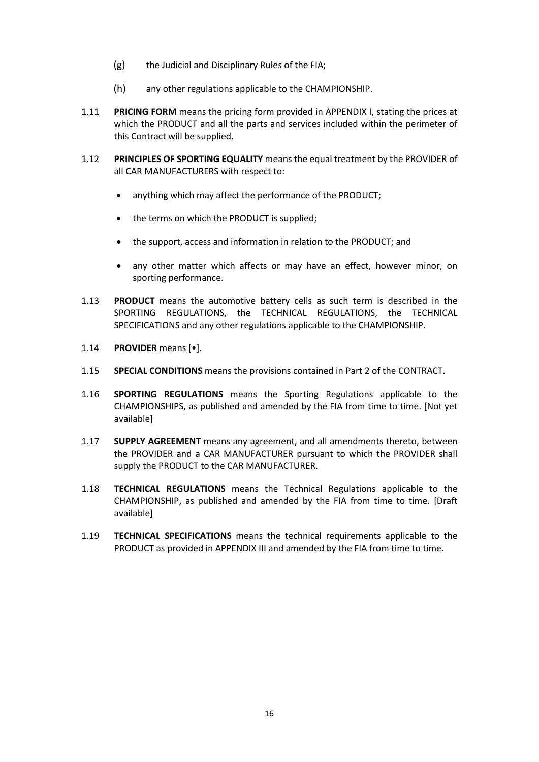(g) the Judicial and Disciplinary Rules of the FIA;

(h) any other regulations applicable to the CHAMPIONSHIP.

1.11 **PRICING FORM** means the pricing form provided in APPENDIX I, stating the prices at which the PRODUCT and all the parts and services included within the perimeter of this Contract will be supplied.

1.12 **PRINCIPLES OF SPORTING EQUALITY** means the equal treatment by the PROVIDER of all CAR MANUFACTURERS with respect to:

- anything which may affect the performance of the PRODUCT;
- the terms on which the PRODUCT is supplied;
- the support, access and information in relation to the PRODUCT; and
- any other matter which affects or may have an effect, however minor, on sporting performance.

1.13 **PRODUCT** means the automotive battery cells as such term is described in the SPORTING REGULATIONS, the TECHNICAL REGULATIONS, the TECHNICAL SPECIFICATIONS and any other regulations applicable to the CHAMPIONSHIP.

1.14 **PROVIDER** means [•].

1.15 **SPECIAL CONDITIONS** means the provisions contained in Part 2 of the CONTRACT.

1.16 **SPORTING REGULATIONS** means the Sporting Regulations applicable to the CHAMPIONSHIPS, as published and amended by the FIA from time to time. [Not yet available]

1.17 **SUPPLY AGREEMENT** means any agreement, and all amendments thereto, between the PROVIDER and a CAR MANUFACTURER pursuant to which the PROVIDER shall supply the PRODUCT to the CAR MANUFACTURER.

1.18 **TECHNICAL REGULATIONS** means the Technical Regulations applicable to the CHAMPIONSHIP, as published and amended by the FIA from time to time. [Draft available]

1.19 **TECHNICAL SPECIFICATIONS** means the technical requirements applicable to the PRODUCT as provided in APPENDIX III and amended by the FIA from time to time.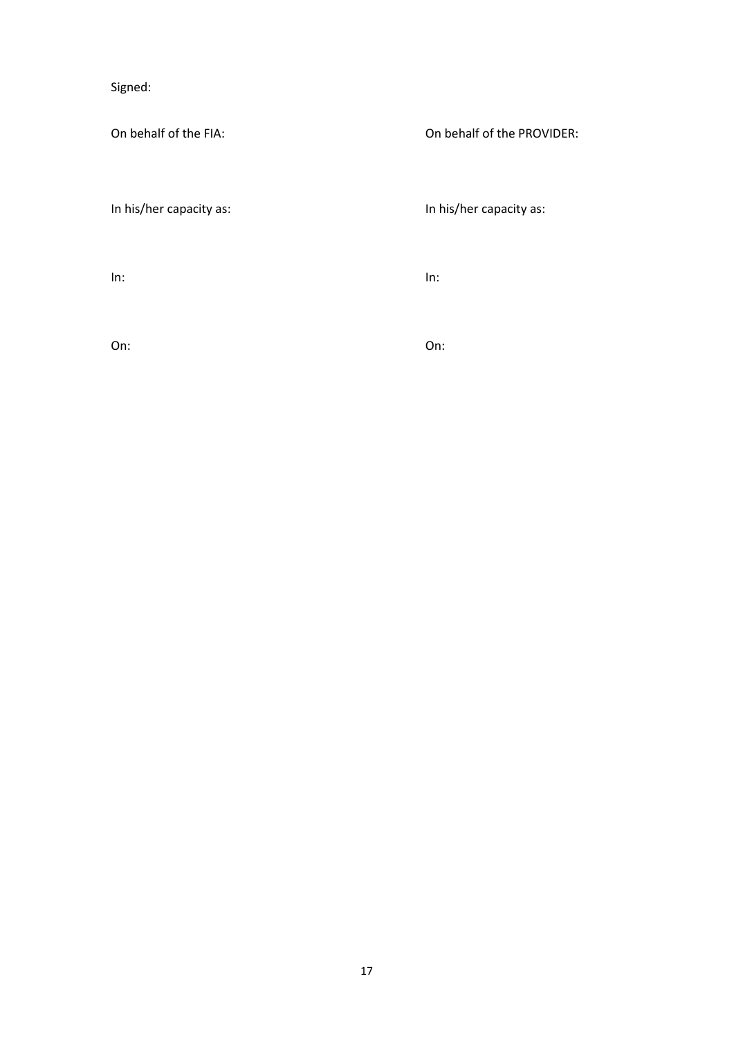Signed:

| On behalf of the FIA: | On behalf of the PROVIDER: |
| --- | --- |
| In his/her capacity as: | In his/her capacity as: |
| In: | In: |
| On: | On: |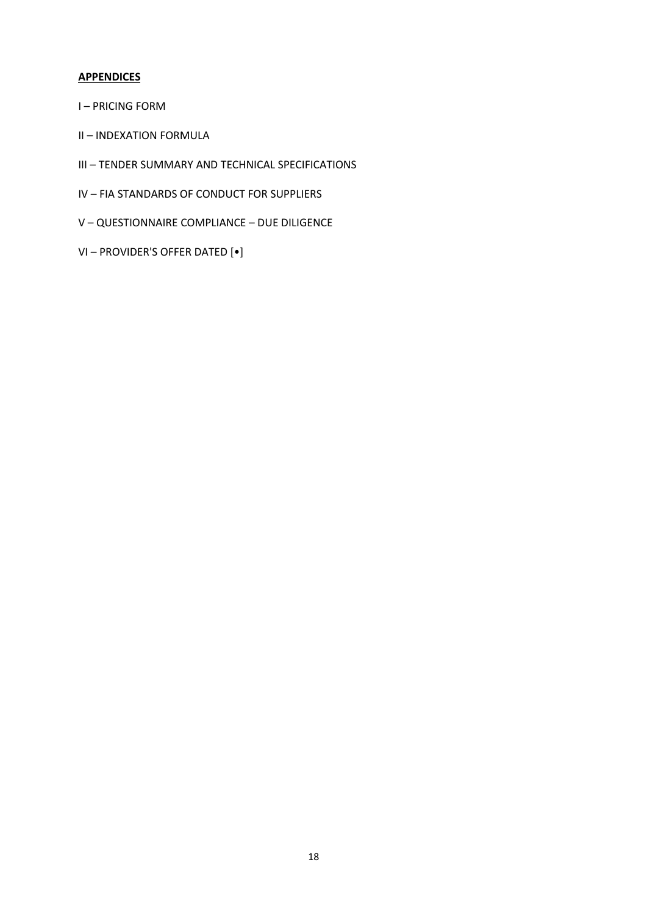**APPENDICES**

I – PRICING FORM

II – INDEXATION FORMULA

III – TENDER SUMMARY AND TECHNICAL SPECIFICATIONS

IV – FIA STANDARDS OF CONDUCT FOR SUPPLIERS

V – QUESTIONNAIRE COMPLIANCE – DUE DILIGENCE

VI – PROVIDER'S OFFER DATED [•]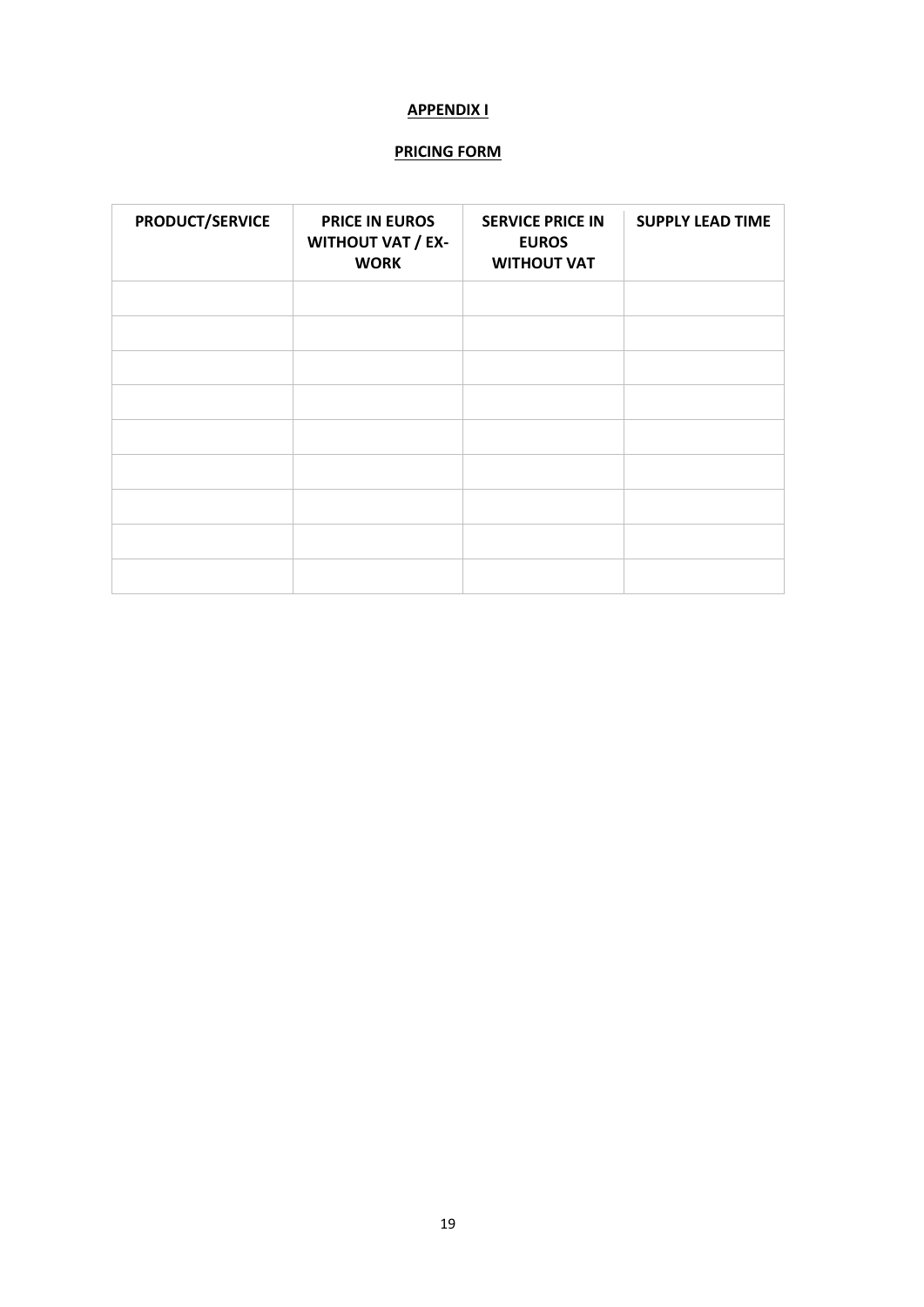**APPENDIX I**

**PRICING FORM**

| PRODUCT/SERVICE | PRICE IN EUROS WITHOUT VAT / EX-WORK | SERVICE PRICE IN EUROS WITHOUT VAT | SUPPLY LEAD TIME |
| --- | --- | --- | --- |
| | | | |
| | | | |
| | | | |
| | | | |
| | | | |
| | | | |
| | | | |
| | | | |
| | | | |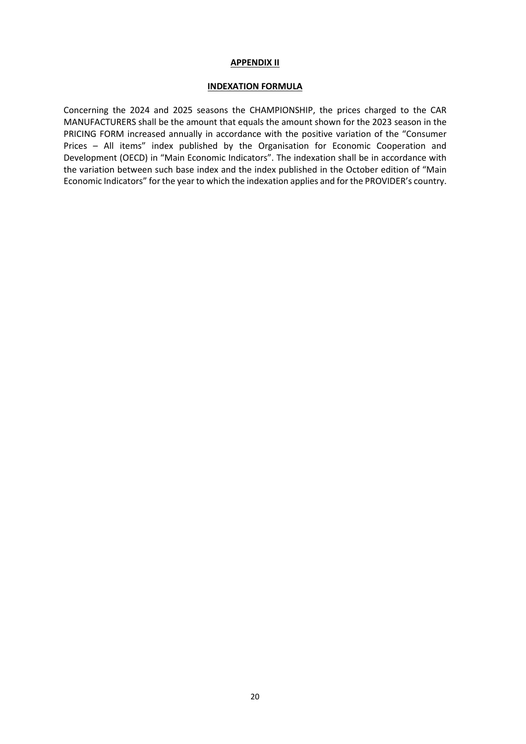# APPENDIX II

## INDEXATION FORMULA

Concerning the 2024 and 2025 seasons the CHAMPIONSHIP, the prices charged to the CAR MANUFACTURERS shall be the amount that equals the amount shown for the 2023 season in the PRICING FORM increased annually in accordance with the positive variation of the "Consumer Prices – All items" index published by the Organisation for Economic Cooperation and Development (OECD) in "Main Economic Indicators". The indexation shall be in accordance with the variation between such base index and the index published in the October edition of "Main Economic Indicators" for the year to which the indexation applies and for the PROVIDER's country.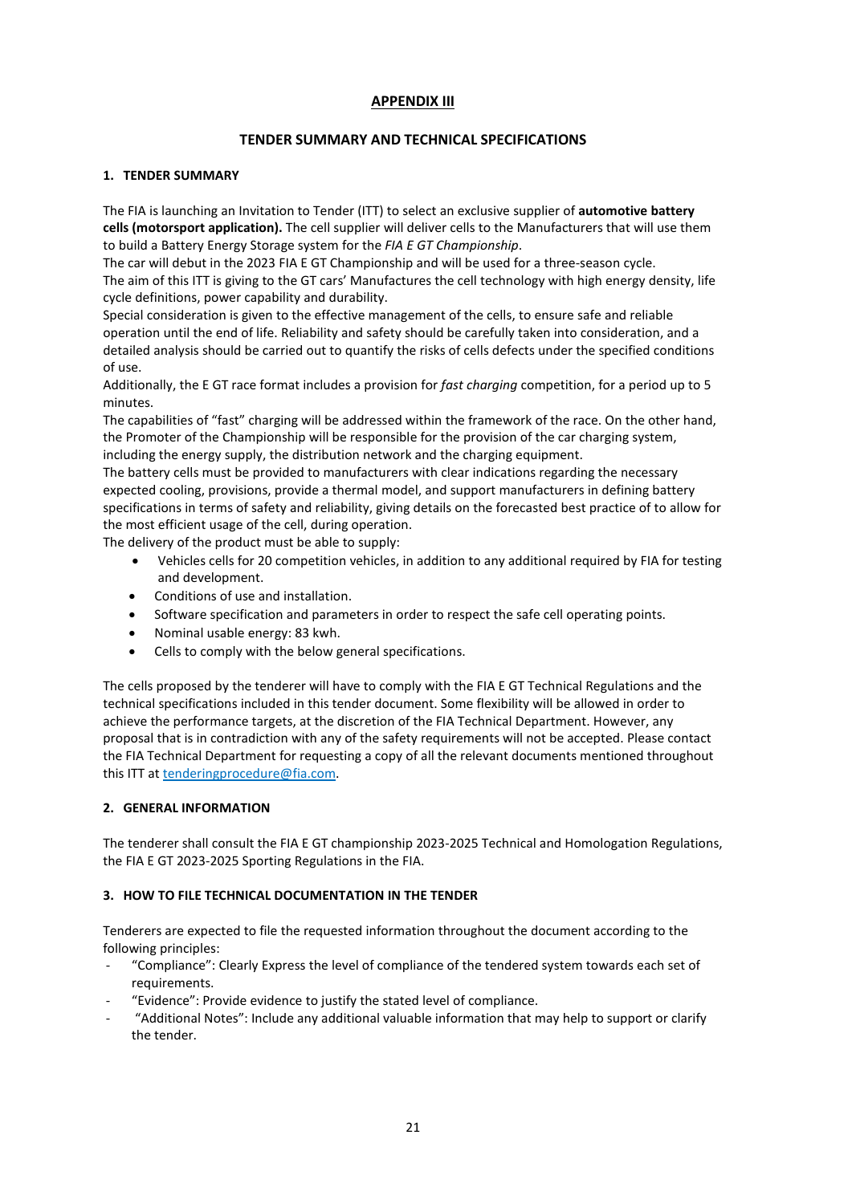## APPENDIX III

## TENDER SUMMARY AND TECHNICAL SPECIFICATIONS

### 1. TENDER SUMMARY

The FIA is launching an Invitation to Tender (ITT) to select an exclusive supplier of **automotive battery cells (motorsport application).** The cell supplier will deliver cells to the Manufacturers that will use them to build a Battery Energy Storage system for the *FIA E GT Championship*.
The car will debut in the 2023 FIA E GT Championship and will be used for a three-season cycle.
The aim of this ITT is giving to the GT cars' Manufactures the cell technology with high energy density, life cycle definitions, power capability and durability.
Special consideration is given to the effective management of the cells, to ensure safe and reliable operation until the end of life. Reliability and safety should be carefully taken into consideration, and a detailed analysis should be carried out to quantify the risks of cells defects under the specified conditions of use.
Additionally, the E GT race format includes a provision for *fast charging* competition, for a period up to 5 minutes.
The capabilities of "fast" charging will be addressed within the framework of the race. On the other hand, the Promoter of the Championship will be responsible for the provision of the car charging system, including the energy supply, the distribution network and the charging equipment.
The battery cells must be provided to manufacturers with clear indications regarding the necessary expected cooling, provisions, provide a thermal model, and support manufacturers in defining battery specifications in terms of safety and reliability, giving details on the forecasted best practice of to allow for the most efficient usage of the cell, during operation.
The delivery of the product must be able to supply:

- Vehicles cells for 20 competition vehicles, in addition to any additional required by FIA for testing and development.
- Conditions of use and installation.
- Software specification and parameters in order to respect the safe cell operating points.
- Nominal usable energy: 83 kwh.
- Cells to comply with the below general specifications.

The cells proposed by the tenderer will have to comply with the FIA E GT Technical Regulations and the technical specifications included in this tender document. Some flexibility will be allowed in order to achieve the performance targets, at the discretion of the FIA Technical Department. However, any proposal that is in contradiction with any of the safety requirements will not be accepted. Please contact the FIA Technical Department for requesting a copy of all the relevant documents mentioned throughout this ITT at tenderingprocedure@fia.com.

### 2. GENERAL INFORMATION

The tenderer shall consult the FIA E GT championship 2023-2025 Technical and Homologation Regulations, the FIA E GT 2023-2025 Sporting Regulations in the FIA.

### 3. HOW TO FILE TECHNICAL DOCUMENTATION IN THE TENDER

Tenderers are expected to file the requested information throughout the document according to the following principles:

- "Compliance": Clearly Express the level of compliance of the tendered system towards each set of requirements.
- "Evidence": Provide evidence to justify the stated level of compliance.
- "Additional Notes": Include any additional valuable information that may help to support or clarify the tender.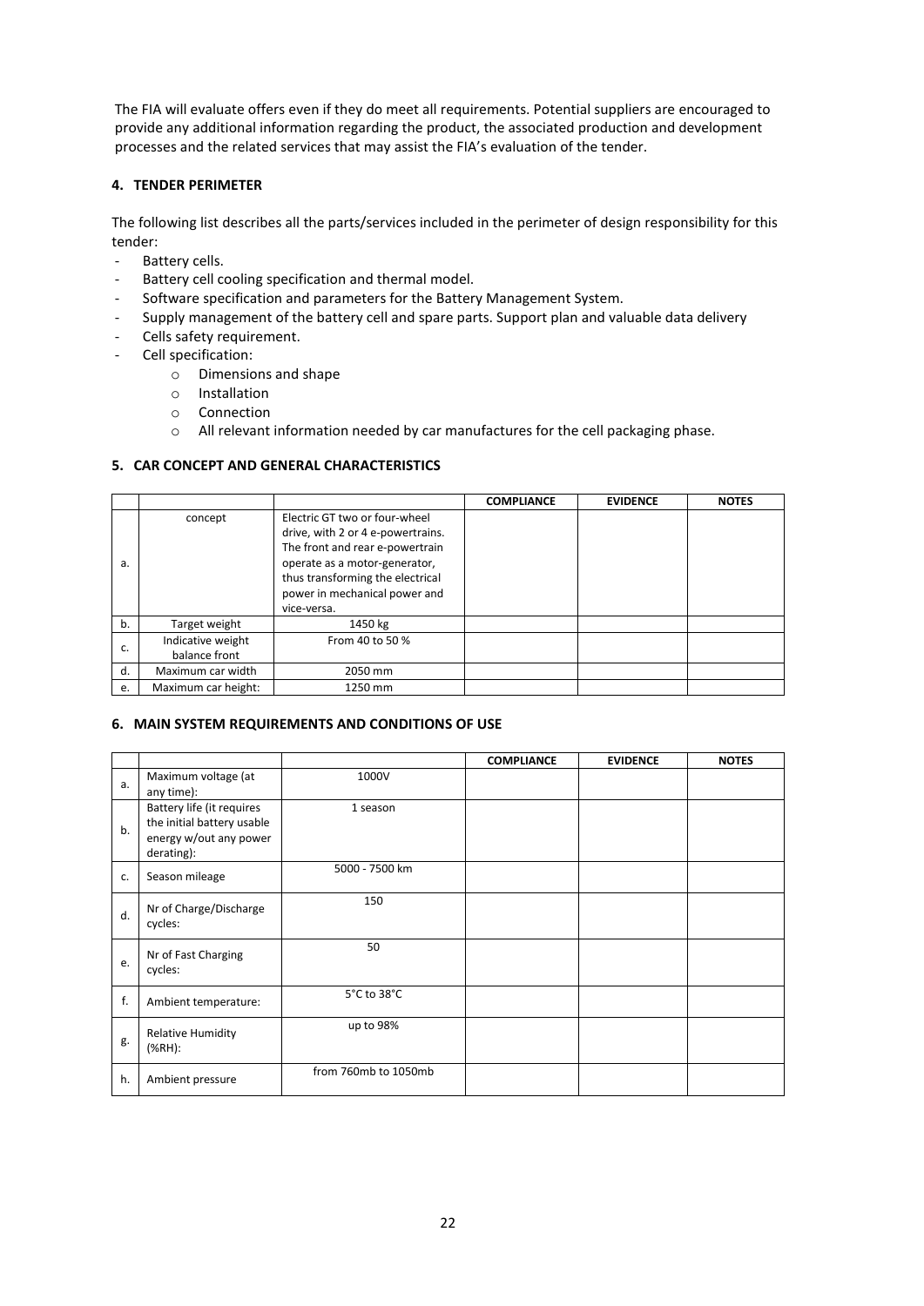The FIA will evaluate offers even if they do meet all requirements. Potential suppliers are encouraged to provide any additional information regarding the product, the associated production and development processes and the related services that may assist the FIA's evaluation of the tender.

#### 4. TENDER PERIMETER

The following list describes all the parts/services included in the perimeter of design responsibility for this tender:

- Battery cells.
- Battery cell cooling specification and thermal model.
- Software specification and parameters for the Battery Management System.
- Supply management of the battery cell and spare parts. Support plan and valuable data delivery
- Cells safety requirement.
- Cell specification:
  - Dimensions and shape
  - Installation
  - Connection
  - All relevant information needed by car manufactures for the cell packaging phase.

#### 5. CAR CONCEPT AND GENERAL CHARACTERISTICS

| | | | COMPLIANCE | EVIDENCE | NOTES |
|---|---|---|---|---|---|
| a. | concept | Electric GT two or four-wheel drive, with 2 or 4 e-powertrains. The front and rear e-powertrain operate as a motor-generator, thus transforming the electrical power in mechanical power and vice-versa. | | | |
| b. | Target weight | 1450 kg | | | |
| c. | Indicative weight balance front | From 40 to 50 % | | | |
| d. | Maximum car width | 2050 mm | | | |
| e. | Maximum car height: | 1250 mm | | | |

#### 6. MAIN SYSTEM REQUIREMENTS AND CONDITIONS OF USE

| | | | COMPLIANCE | EVIDENCE | NOTES |
|---|---|---|---|---|---|
| a. | Maximum voltage (at any time): | 1000V | | | |
| b. | Battery life (it requires the initial battery usable energy w/out any power derating): | 1 season | | | |
| c. | Season mileage | 5000 - 7500 km | | | |
| d. | Nr of Charge/Discharge cycles: | 150 | | | |
| e. | Nr of Fast Charging cycles: | 50 | | | |
| f. | Ambient temperature: | 5°C to 38°C | | | |
| g. | Relative Humidity (%RH): | up to 98% | | | |
| h. | Ambient pressure | from 760mb to 1050mb | | | |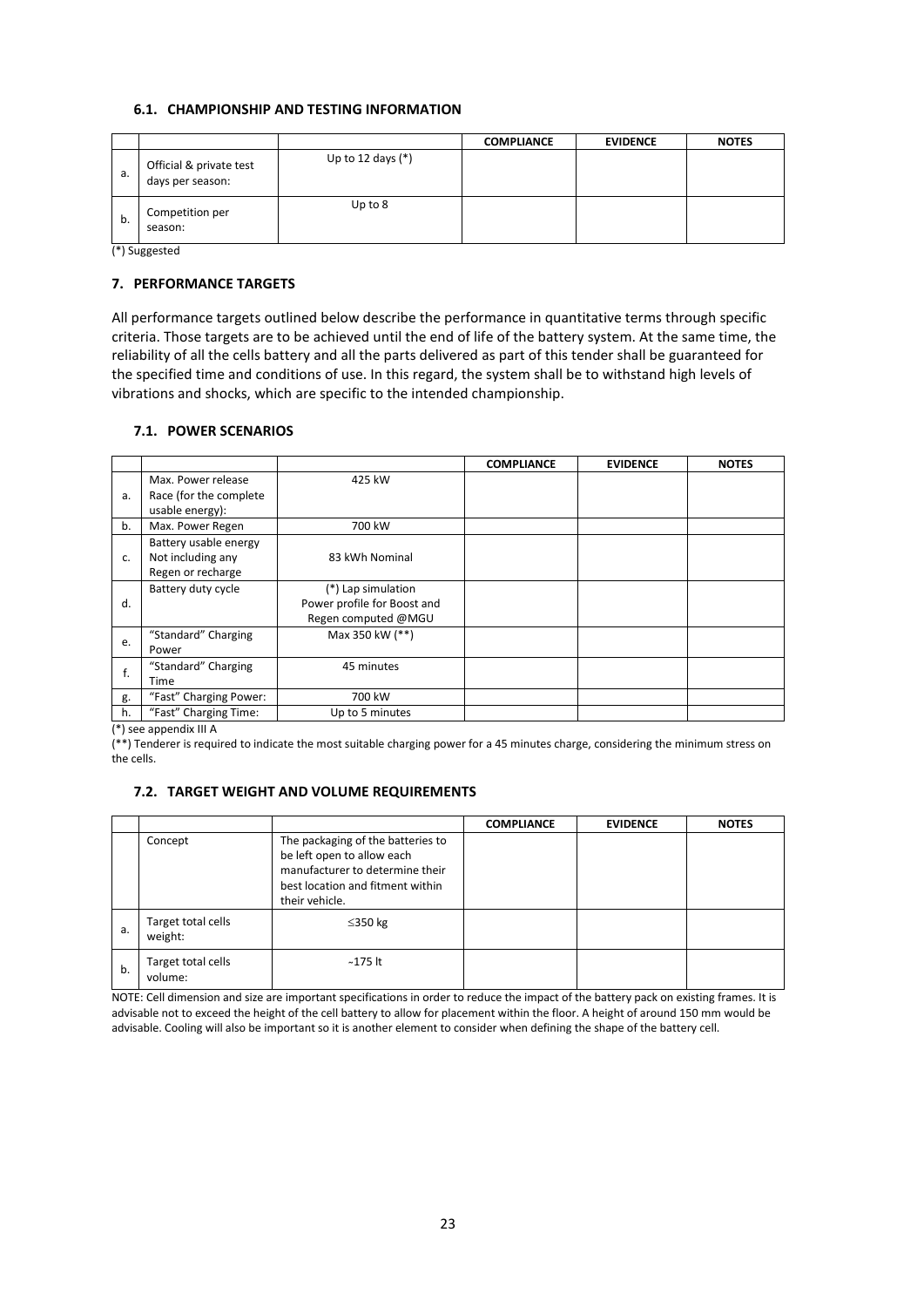### 6.1. CHAMPIONSHIP AND TESTING INFORMATION

| | | | COMPLIANCE | EVIDENCE | NOTES |
|---|---|---|---|---|---|
| a. | Official & private test days per season: | Up to 12 days (*) | | | |
| b. | Competition per season: | Up to 8 | | | |

(*) Suggested

## 7. PERFORMANCE TARGETS

All performance targets outlined below describe the performance in quantitative terms through specific criteria. Those targets are to be achieved until the end of life of the battery system. At the same time, the reliability of all the cells battery and all the parts delivered as part of this tender shall be guaranteed for the specified time and conditions of use. In this regard, the system shall be to withstand high levels of vibrations and shocks, which are specific to the intended championship.

### 7.1. POWER SCENARIOS

| | | | COMPLIANCE | EVIDENCE | NOTES |
|---|---|---|---|---|---|
| a. | Max. Power release Race (for the complete usable energy): | 425 kW | | | |
| b. | Max. Power Regen | 700 kW | | | |
| c. | Battery usable energy Not including any Regen or recharge | 83 kWh Nominal | | | |
| d. | Battery duty cycle | (*) Lap simulation Power profile for Boost and Regen computed @MGU | | | |
| e. | "Standard" Charging Power | Max 350 kW (**) | | | |
| f. | "Standard" Charging Time | 45 minutes | | | |
| g. | "Fast" Charging Power: | 700 kW | | | |
| h. | "Fast" Charging Time: | Up to 5 minutes | | | |

(*) see appendix III A

(**) Tenderer is required to indicate the most suitable charging power for a 45 minutes charge, considering the minimum stress on the cells.

### 7.2. TARGET WEIGHT AND VOLUME REQUIREMENTS

| | | | COMPLIANCE | EVIDENCE | NOTES |
|---|---|---|---|---|---|
| | Concept | The packaging of the batteries to be left open to allow each manufacturer to determine their best location and fitment within their vehicle. | | | |
| a. | Target total cells weight: | ≤350 kg | | | |
| b. | Target total cells volume: | ~175 lt | | | |

NOTE: Cell dimension and size are important specifications in order to reduce the impact of the battery pack on existing frames. It is advisable not to exceed the height of the cell battery to allow for placement within the floor. A height of around 150 mm would be advisable. Cooling will also be important so it is another element to consider when defining the shape of the battery cell.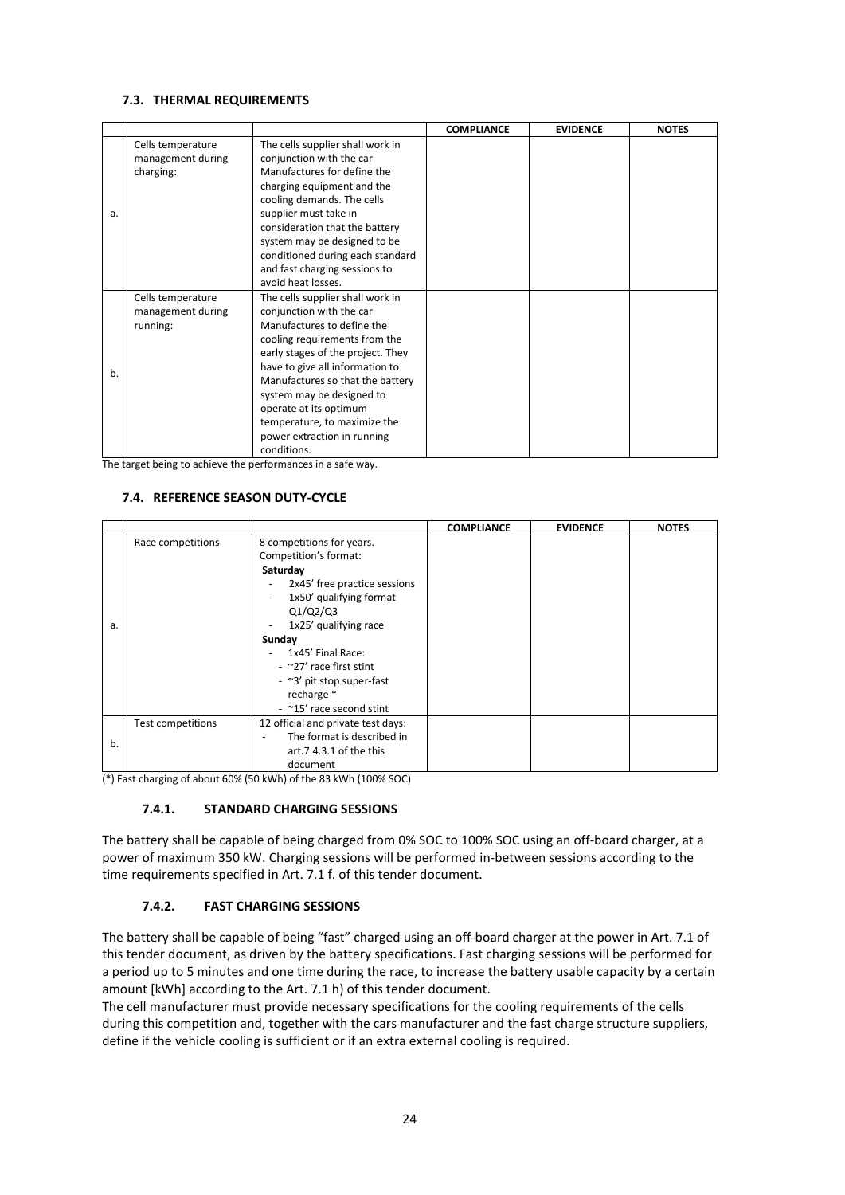### 7.3. THERMAL REQUIREMENTS

| | | | COMPLIANCE | EVIDENCE | NOTES |
|---|---|---|---|---|---|
| a. | Cells temperature management during charging: | The cells supplier shall work in conjunction with the car Manufactures for define the charging equipment and the cooling demands. The cells supplier must take in consideration that the battery system may be designed to be conditioned during each standard and fast charging sessions to avoid heat losses. | | | |
| b. | Cells temperature management during running: | The cells supplier shall work in conjunction with the car Manufactures to define the cooling requirements from the early stages of the project. They have to give all information to Manufactures so that the battery system may be designed to operate at its optimum temperature, to maximize the power extraction in running conditions. | | | |

The target being to achieve the performances in a safe way.

### 7.4. REFERENCE SEASON DUTY-CYCLE

| | | | COMPLIANCE | EVIDENCE | NOTES |
|---|---|---|---|---|---|
| a. | Race competitions | 8 competitions for years.<br>Competition's format:<br>**Saturday**<br>- 2x45' free practice sessions<br>- 1x50' qualifying format Q1/Q2/Q3<br>- 1x25' qualifying race<br>**Sunday**<br>- 1x45' Final Race:<br>- ~27' race first stint<br>- ~3' pit stop super-fast recharge *<br>- ~15' race second stint | | | |
| b. | Test competitions | 12 official and private test days:<br>- The format is described in art.7.4.3.1 of the this document | | | |

(*) Fast charging of about 60% (50 kWh) of the 83 kWh (100% SOC)

#### 7.4.1. STANDARD CHARGING SESSIONS

The battery shall be capable of being charged from 0% SOC to 100% SOC using an off-board charger, at a power of maximum 350 kW. Charging sessions will be performed in-between sessions according to the time requirements specified in Art. 7.1 f. of this tender document.

#### 7.4.2. FAST CHARGING SESSIONS

The battery shall be capable of being "fast" charged using an off-board charger at the power in Art. 7.1 of this tender document, as driven by the battery specifications. Fast charging sessions will be performed for a period up to 5 minutes and one time during the race, to increase the battery usable capacity by a certain amount [kWh] according to the Art. 7.1 h) of this tender document.

The cell manufacturer must provide necessary specifications for the cooling requirements of the cells during this competition and, together with the cars manufacturer and the fast charge structure suppliers, define if the vehicle cooling is sufficient or if an extra external cooling is required.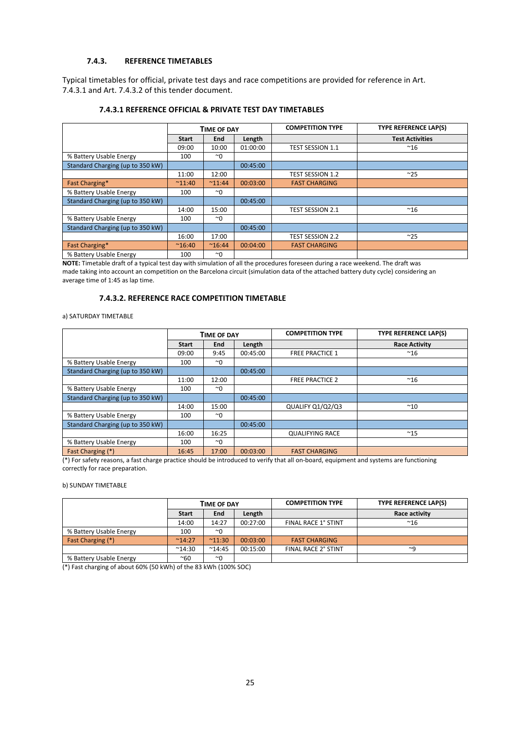### 7.4.3. REFERENCE TIMETABLES

Typical timetables for official, private test days and race competitions are provided for reference in Art. 7.4.3.1 and Art. 7.4.3.2 of this tender document.

#### 7.4.3.1 REFERENCE OFFICIAL & PRIVATE TEST DAY TIMETABLES

| | TIME OF DAY | | | COMPETITION TYPE | TYPE REFERENCE LAP(S) |
|---|---|---|---|---|---|
| | Start | End | Length | | Test Activities |
| | 09:00 | 10:00 | 01:00:00 | TEST SESSION 1.1 | ~16 |
| % Battery Usable Energy | 100 | ~0 | | | |
| Standard Charging (up to 350 kW) | | | 00:45:00 | | |
| | 11:00 | 12:00 | | TEST SESSION 1.2 | ~25 |
| Fast Charging* | ~11:40 | ~11:44 | 00:03:00 | FAST CHARGING | |
| % Battery Usable Energy | 100 | ~0 | | | |
| Standard Charging (up to 350 kW) | | | 00:45:00 | | |
| | 14:00 | 15:00 | | TEST SESSION 2.1 | ~16 |
| % Battery Usable Energy | 100 | ~0 | | | |
| Standard Charging (up to 350 kW) | | | 00:45:00 | | |
| | 16:00 | 17:00 | | TEST SESSION 2.2 | ~25 |
| Fast Charging* | ~16:40 | ~16:44 | 00:04:00 | FAST CHARGING | |
| % Battery Usable Energy | 100 | ~0 | | | |

**NOTE:** Timetable draft of a typical test day with simulation of all the procedures foreseen during a race weekend. The draft was made taking into account an competition on the Barcelona circuit (simulation data of the attached battery duty cycle) considering an average time of 1:45 as lap time.

#### 7.4.3.2. REFERENCE RACE COMPETITION TIMETABLE

a) SATURDAY TIMETABLE

| | TIME OF DAY | | | COMPETITION TYPE | TYPE REFERENCE LAP(S) |
|---|---|---|---|---|---|
| | Start | End | Length | | Race Activity |
| | 09:00 | 9:45 | 00:45:00 | FREE PRACTICE 1 | ~16 |
| % Battery Usable Energy | 100 | ~0 | | | |
| Standard Charging (up to 350 kW) | | | 00:45:00 | | |
| | 11:00 | 12:00 | | FREE PRACTICE 2 | ~16 |
| % Battery Usable Energy | 100 | ~0 | | | |
| Standard Charging (up to 350 kW) | | | 00:45:00 | | |
| | 14:00 | 15:00 | | QUALIFY Q1/Q2/Q3 | ~10 |
| % Battery Usable Energy | 100 | ~0 | | | |
| Standard Charging (up to 350 kW) | | | 00:45:00 | | |
| | 16:00 | 16:25 | | QUALIFYING RACE | ~15 |
| % Battery Usable Energy | 100 | ~0 | | | |
| Fast Charging (*) | 16:45 | 17:00 | 00:03:00 | FAST CHARGING | |

(*) For safety reasons, a fast charge practice should be introduced to verify that all on-board, equipment and systems are functioning correctly for race preparation.

b) SUNDAY TIMETABLE

| | TIME OF DAY | | | COMPETITION TYPE | TYPE REFERENCE LAP(S) |
|---|---|---|---|---|---|
| | Start | End | Length | | Race activity |
| | 14:00 | 14:27 | 00:27:00 | FINAL RACE 1° STINT | ~16 |
| % Battery Usable Energy | 100 | ~0 | | | |
| Fast Charging (*) | ~14:27 | ~11:30 | 00:03:00 | FAST CHARGING | |
| | ~14:30 | ~14:45 | 00:15:00 | FINAL RACE 2° STINT | ~9 |
| % Battery Usable Energy | ~60 | ~0 | | | |

(*) Fast charging of about 60% (50 kWh) of the 83 kWh (100% SOC)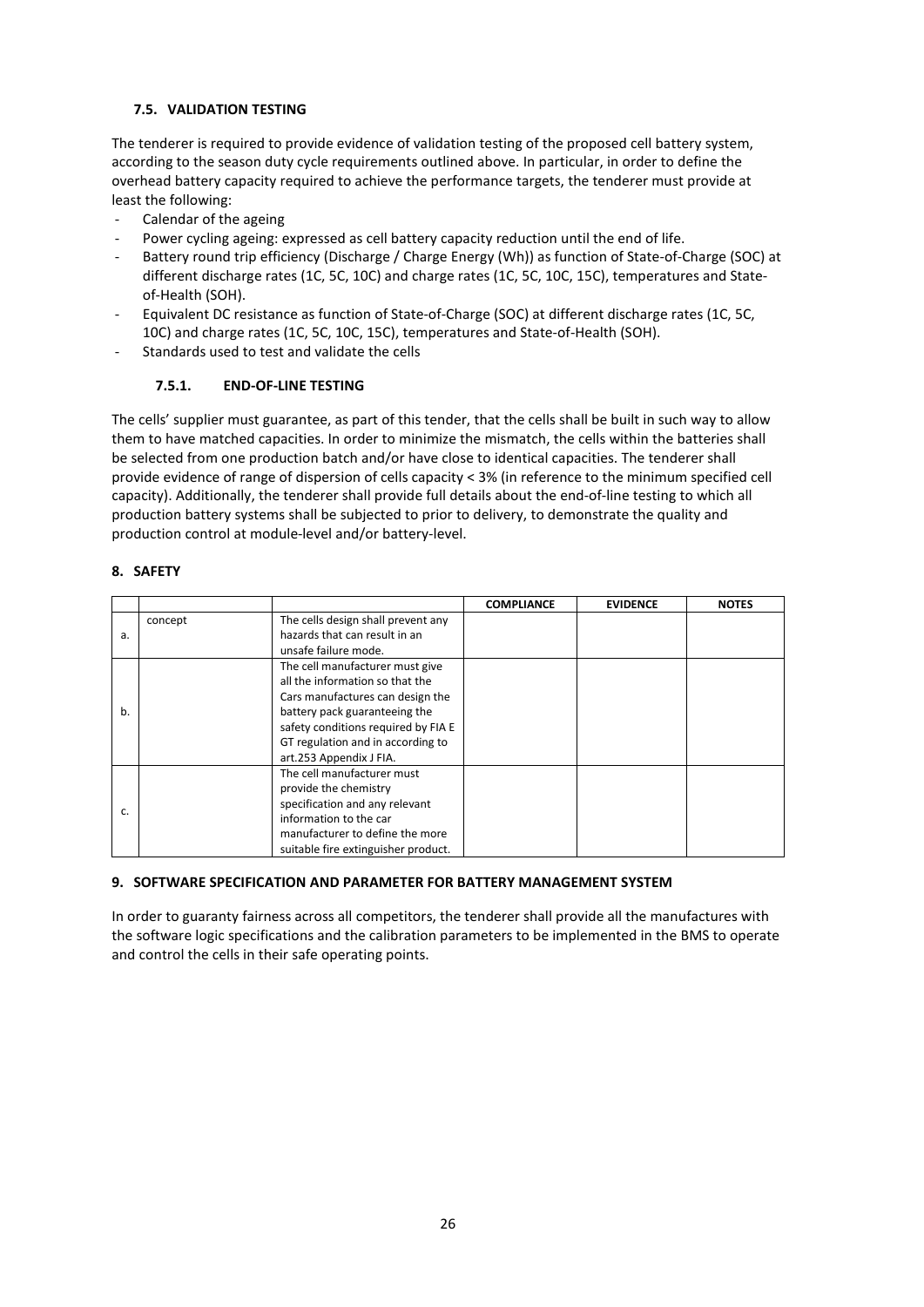### 7.5. VALIDATION TESTING

The tenderer is required to provide evidence of validation testing of the proposed cell battery system, according to the season duty cycle requirements outlined above. In particular, in order to define the overhead battery capacity required to achieve the performance targets, the tenderer must provide at least the following:

- Calendar of the ageing
- Power cycling ageing: expressed as cell battery capacity reduction until the end of life.
- Battery round trip efficiency (Discharge / Charge Energy (Wh)) as function of State-of-Charge (SOC) at different discharge rates (1C, 5C, 10C) and charge rates (1C, 5C, 10C, 15C), temperatures and State-of-Health (SOH).
- Equivalent DC resistance as function of State-of-Charge (SOC) at different discharge rates (1C, 5C, 10C) and charge rates (1C, 5C, 10C, 15C), temperatures and State-of-Health (SOH).
- Standards used to test and validate the cells

#### 7.5.1. END-OF-LINE TESTING

The cells' supplier must guarantee, as part of this tender, that the cells shall be built in such way to allow them to have matched capacities. In order to minimize the mismatch, the cells within the batteries shall be selected from one production batch and/or have close to identical capacities. The tenderer shall provide evidence of range of dispersion of cells capacity < 3% (in reference to the minimum specified cell capacity). Additionally, the tenderer shall provide full details about the end-of-line testing to which all production battery systems shall be subjected to prior to delivery, to demonstrate the quality and production control at module-level and/or battery-level.

## 8. SAFETY

| | | | COMPLIANCE | EVIDENCE | NOTES |
|---|---|---|---|---|---|
| a. | concept | The cells design shall prevent any hazards that can result in an unsafe failure mode. | | | |
| b. | | The cell manufacturer must give all the information so that the Cars manufactures can design the battery pack guaranteeing the safety conditions required by FIA E GT regulation and in according to art.253 Appendix J FIA. | | | |
| c. | | The cell manufacturer must provide the chemistry specification and any relevant information to the car manufacturer to define the more suitable fire extinguisher product. | | | |

## 9. SOFTWARE SPECIFICATION AND PARAMETER FOR BATTERY MANAGEMENT SYSTEM

In order to guaranty fairness across all competitors, the tenderer shall provide all the manufactures with the software logic specifications and the calibration parameters to be implemented in the BMS to operate and control the cells in their safe operating points.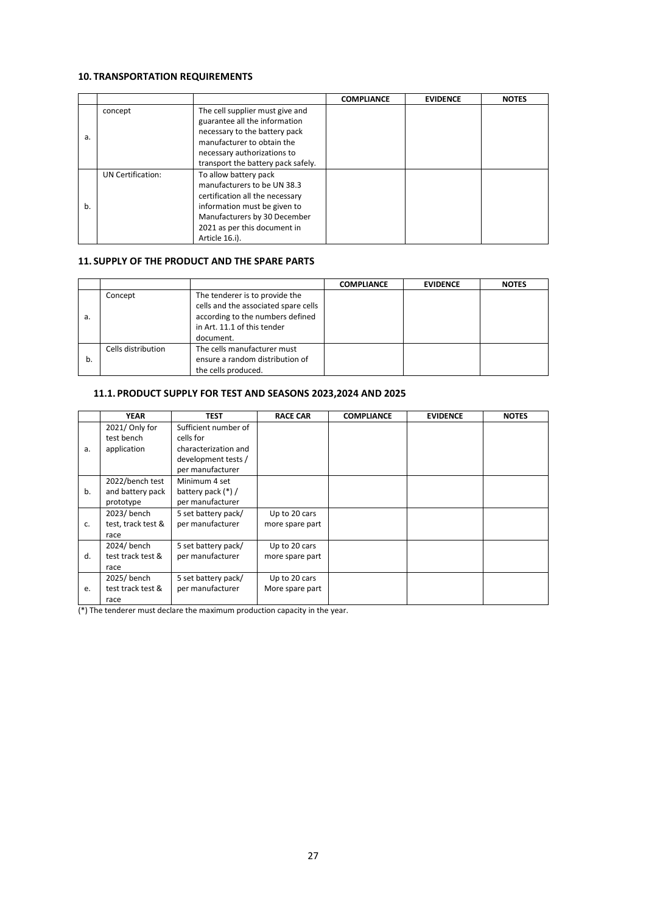## 10. TRANSPORTATION REQUIREMENTS

| | | | COMPLIANCE | EVIDENCE | NOTES |
|---|---|---|---|---|---|
| a. | concept | The cell supplier must give and guarantee all the information necessary to the battery pack manufacturer to obtain the necessary authorizations to transport the battery pack safely. | | | |
| b. | UN Certification: | To allow battery pack manufacturers to be UN 38.3 certification all the necessary information must be given to Manufacturers by 30 December 2021 as per this document in Article 16.i). | | | |

## 11. SUPPLY OF THE PRODUCT AND THE SPARE PARTS

| | | | COMPLIANCE | EVIDENCE | NOTES |
|---|---|---|---|---|---|
| a. | Concept | The tenderer is to provide the cells and the associated spare cells according to the numbers defined in Art. 11.1 of this tender document. | | | |
| b. | Cells distribution | The cells manufacturer must ensure a random distribution of the cells produced. | | | |

### 11.1. PRODUCT SUPPLY FOR TEST AND SEASONS 2023,2024 AND 2025

| | YEAR | TEST | RACE CAR | COMPLIANCE | EVIDENCE | NOTES |
|---|---|---|---|---|---|---|
| a. | 2021/ Only for test bench application | Sufficient number of cells for characterization and development tests / per manufacturer | | | | |
| b. | 2022/bench test and battery pack prototype | Minimum 4 set battery pack (*) / per manufacturer | | | | |
| c. | 2023/ bench test, track test & race | 5 set battery pack/ per manufacturer | Up to 20 cars more spare part | | | |
| d. | 2024/ bench test track test & race | 5 set battery pack/ per manufacturer | Up to 20 cars more spare part | | | |
| e. | 2025/ bench test track test & race | 5 set battery pack/ per manufacturer | Up to 20 cars More spare part | | | |

(*) The tenderer must declare the maximum production capacity in the year.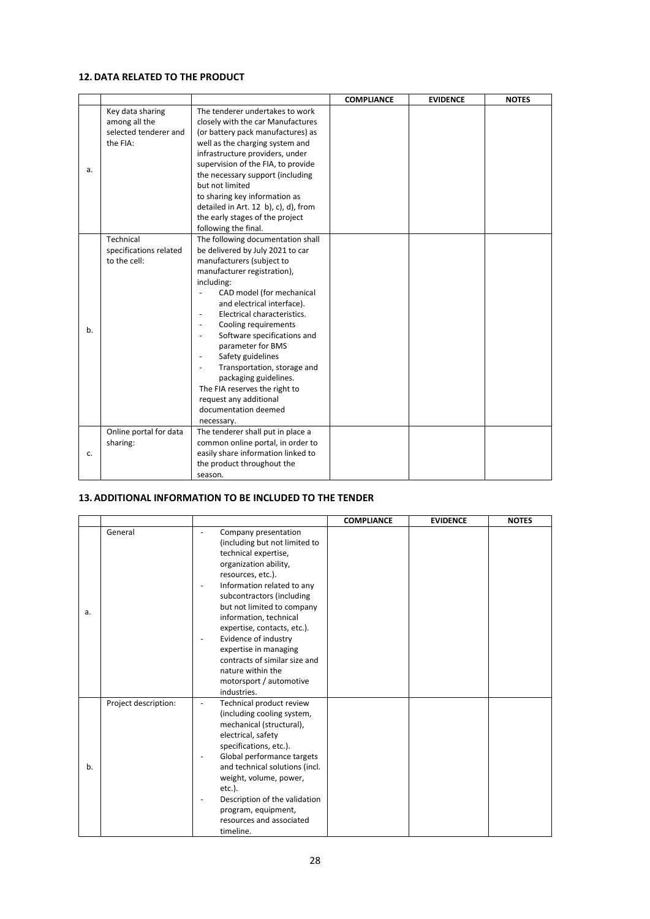## 12. DATA RELATED TO THE PRODUCT

| | | | COMPLIANCE | EVIDENCE | NOTES |
|---|---|---|---|---|---|
| a. | Key data sharing among all the selected tenderer and the FIA: | The tenderer undertakes to work closely with the car Manufactures (or battery pack manufactures) as well as the charging system and infrastructure providers, under supervision of the FIA, to provide the necessary support (including but not limited to sharing key information as detailed in Art. 12 b), c), d), from the early stages of the project following the final. | | | |
| b. | Technical specifications related to the cell: | The following documentation shall be delivered by July 2021 to car manufacturers (subject to manufacturer registration), including:<br>- CAD model (for mechanical and electrical interface).<br>- Electrical characteristics.<br>- Cooling requirements<br>- Software specifications and parameter for BMS<br>- Safety guidelines<br>- Transportation, storage and packaging guidelines.<br>The FIA reserves the right to request any additional documentation deemed necessary. | | | |
| c. | Online portal for data sharing: | The tenderer shall put in place a common online portal, in order to easily share information linked to the product throughout the season. | | | |

## 13. ADDITIONAL INFORMATION TO BE INCLUDED TO THE TENDER

| | | | COMPLIANCE | EVIDENCE | NOTES |
|---|---|---|---|---|---|
| a. | General | - Company presentation (including but not limited to technical expertise, organization ability, resources, etc.).<br>- Information related to any subcontractors (including but not limited to company information, technical expertise, contacts, etc.).<br>- Evidence of industry expertise in managing contracts of similar size and nature within the motorsport / automotive industries. | | | |
| b. | Project description: | - Technical product review (including cooling system, mechanical (structural), electrical, safety specifications, etc.).<br>- Global performance targets and technical solutions (incl. weight, volume, power, etc.).<br>- Description of the validation program, equipment, resources and associated timeline. | | | |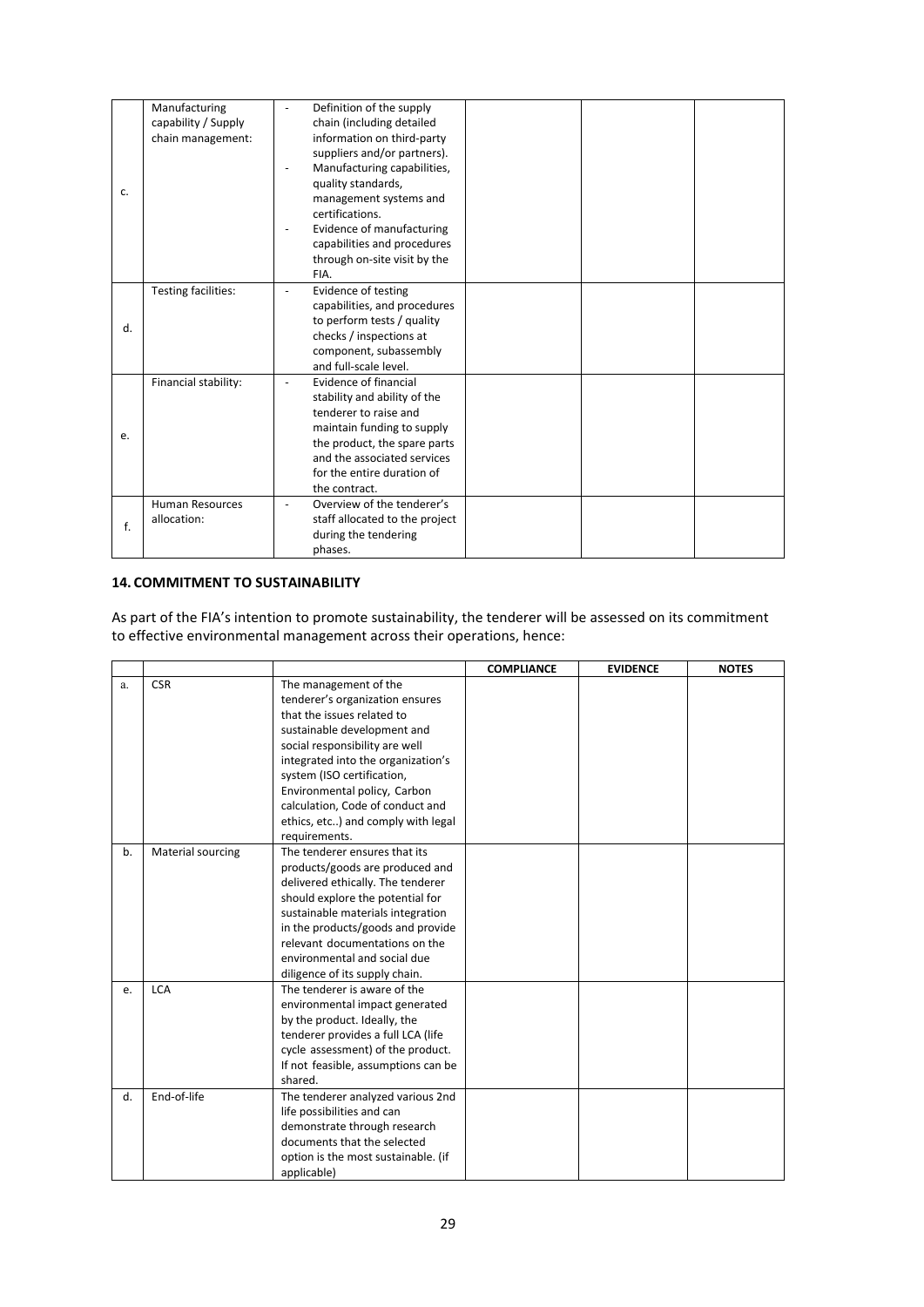| | | | | | |
|---|---|---|---|---|---|
| c. | Manufacturing capability / Supply chain management: | - Definition of the supply chain (including detailed information on third-party suppliers and/or partners).<br>- Manufacturing capabilities, quality standards, management systems and certifications.<br>- Evidence of manufacturing capabilities and procedures through on-site visit by the FIA. | | | |
| d. | Testing facilities: | - Evidence of testing capabilities, and procedures to perform tests / quality checks / inspections at component, subassembly and full-scale level. | | | |
| e. | Financial stability: | - Evidence of financial stability and ability of the tenderer to raise and maintain funding to supply the product, the spare parts and the associated services for the entire duration of the contract. | | | |
| f. | Human Resources allocation: | - Overview of the tenderer's staff allocated to the project during the tendering phases. | | | |

## 14. COMMITMENT TO SUSTAINABILITY

As part of the FIA's intention to promote sustainability, the tenderer will be assessed on its commitment to effective environmental management across their operations, hence:

| | | | COMPLIANCE | EVIDENCE | NOTES |
|---|---|---|---|---|---|
| a. | CSR | The management of the tenderer's organization ensures that the issues related to sustainable development and social responsibility are well integrated into the organization's system (ISO certification, Environmental policy, Carbon calculation, Code of conduct and ethics, etc..) and comply with legal requirements. | | | |
| b. | Material sourcing | The tenderer ensures that its products/goods are produced and delivered ethically. The tenderer should explore the potential for sustainable materials integration in the products/goods and provide relevant documentations on the environmental and social due diligence of its supply chain. | | | |
| e. | LCA | The tenderer is aware of the environmental impact generated by the product. Ideally, the tenderer provides a full LCA (life cycle assessment) of the product. If not feasible, assumptions can be shared. | | | |
| d. | End-of-life | The tenderer analyzed various 2nd life possibilities and can demonstrate through research documents that the selected option is the most sustainable. (if applicable) | | | |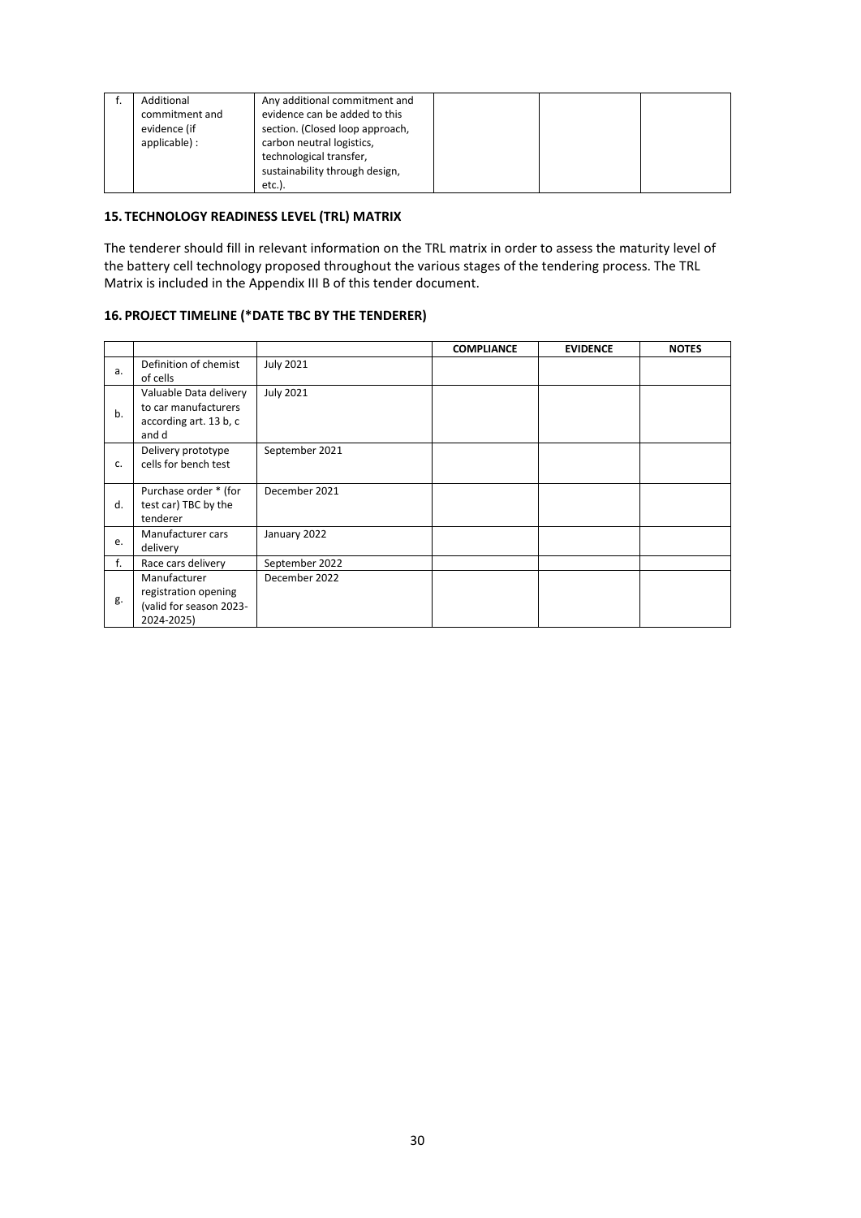| f. | Additional commitment and evidence (if applicable) : | Any additional commitment and evidence can be added to this section. (Closed loop approach, carbon neutral logistics, technological transfer, sustainability through design, etc.). | | | |
|---|---|---|---|---|---|

## 15. TECHNOLOGY READINESS LEVEL (TRL) MATRIX

The tenderer should fill in relevant information on the TRL matrix in order to assess the maturity level of the battery cell technology proposed throughout the various stages of the tendering process. The TRL Matrix is included in the Appendix III B of this tender document.

## 16. PROJECT TIMELINE (*DATE TBC BY THE TENDERER)

| | | | **COMPLIANCE** | **EVIDENCE** | **NOTES** |
|---|---|---|---|---|---|
| a. | Definition of chemist of cells | July 2021 | | | |
| b. | Valuable Data delivery to car manufacturers according art. 13 b, c and d | July 2021 | | | |
| c. | Delivery prototype cells for bench test | September 2021 | | | |
| d. | Purchase order * (for test car) TBC by the tenderer | December 2021 | | | |
| e. | Manufacturer cars delivery | January 2022 | | | |
| f. | Race cars delivery | September 2022 | | | |
| g. | Manufacturer registration opening (valid for season 2023-2024-2025) | December 2022 | | | |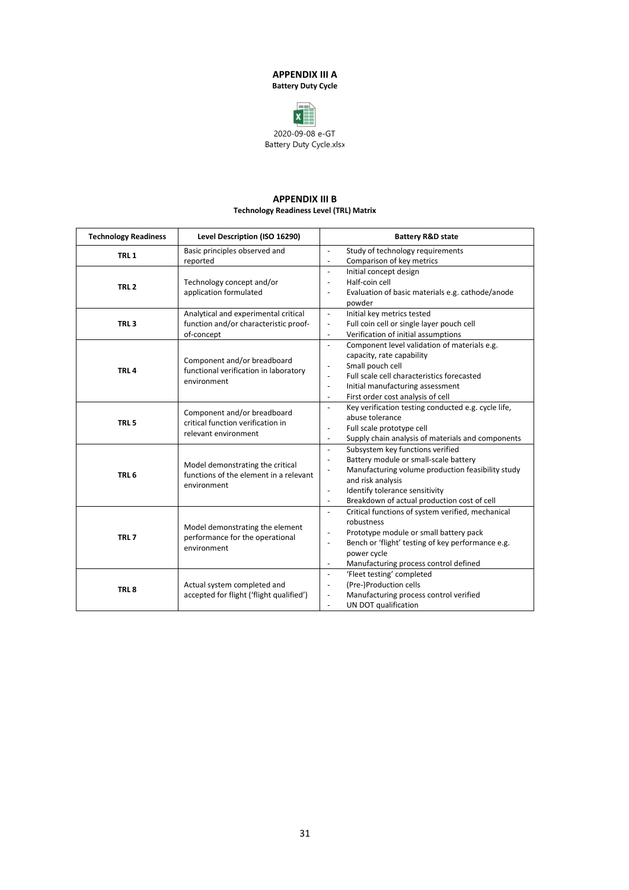# APPENDIX III A

**Battery Duty Cycle**

2020-09-08 e-GT Battery Duty Cycle.xlsx

# APPENDIX III B

**Technology Readiness Level (TRL) Matrix**

| Technology Readiness | Level Description (ISO 16290) | Battery R&D state |
|---|---|---|
| **TRL 1** | Basic principles observed and reported | - Study of technology requirements<br>- Comparison of key metrics |
| **TRL 2** | Technology concept and/or application formulated | - Initial concept design<br>- Half-coin cell<br>- Evaluation of basic materials e.g. cathode/anode powder |
| **TRL 3** | Analytical and experimental critical function and/or characteristic proof-of-concept | - Initial key metrics tested<br>- Full coin cell or single layer pouch cell<br>- Verification of initial assumptions |
| **TRL 4** | Component and/or breadboard functional verification in laboratory environment | - Component level validation of materials e.g. capacity, rate capability<br>- Small pouch cell<br>- Full scale cell characteristics forecasted<br>- Initial manufacturing assessment<br>- First order cost analysis of cell |
| **TRL 5** | Component and/or breadboard critical function verification in relevant environment | - Key verification testing conducted e.g. cycle life, abuse tolerance<br>- Full scale prototype cell<br>- Supply chain analysis of materials and components |
| **TRL 6** | Model demonstrating the critical functions of the element in a relevant environment | - Subsystem key functions verified<br>- Battery module or small-scale battery<br>- Manufacturing volume production feasibility study and risk analysis<br>- Identify tolerance sensitivity<br>- Breakdown of actual production cost of cell |
| **TRL 7** | Model demonstrating the element performance for the operational environment | - Critical functions of system verified, mechanical robustness<br>- Prototype module or small battery pack<br>- Bench or 'flight' testing of key performance e.g. power cycle<br>- Manufacturing process control defined |
| **TRL 8** | Actual system completed and accepted for flight ('flight qualified') | - 'Fleet testing' completed<br>- (Pre-)Production cells<br>- Manufacturing process control verified<br>- UN DOT qualification |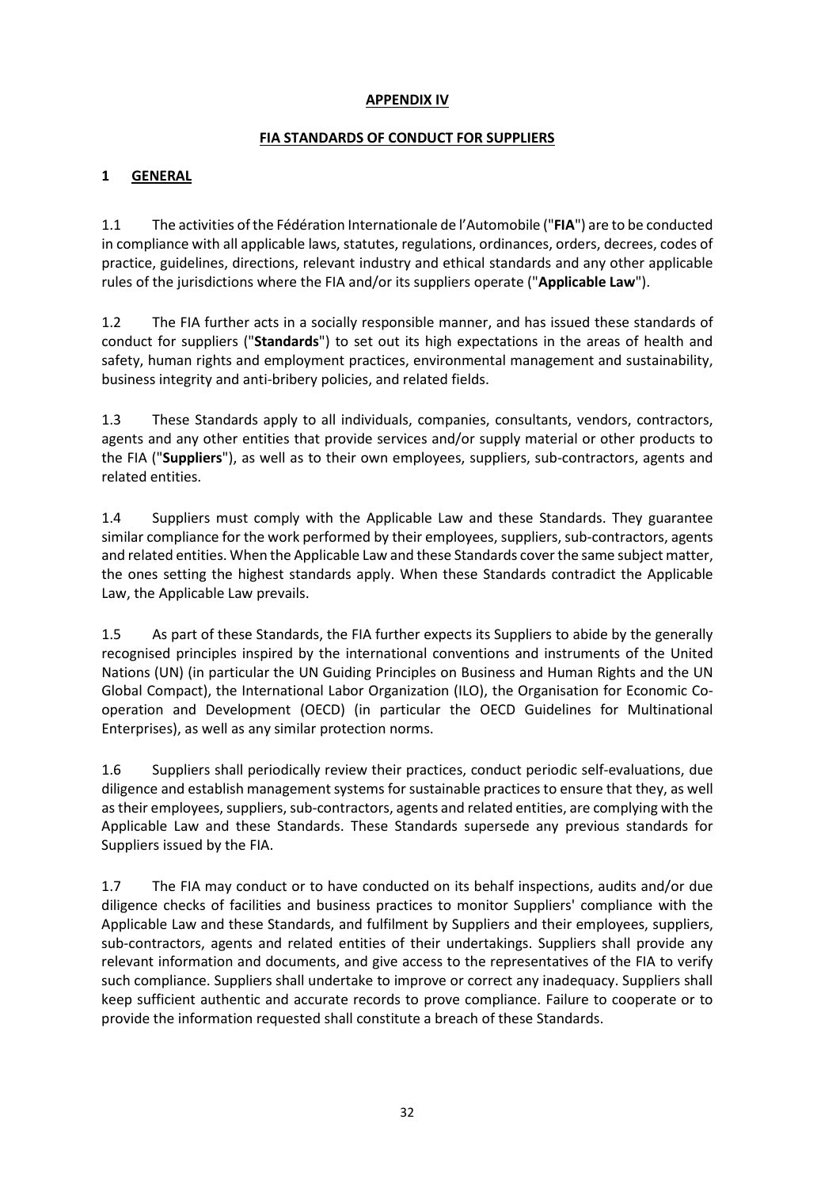# APPENDIX IV

## FIA STANDARDS OF CONDUCT FOR SUPPLIERS

### 1 GENERAL

1.1 The activities of the Fédération Internationale de l'Automobile ("**FIA**") are to be conducted in compliance with all applicable laws, statutes, regulations, ordinances, orders, decrees, codes of practice, guidelines, directions, relevant industry and ethical standards and any other applicable rules of the jurisdictions where the FIA and/or its suppliers operate ("**Applicable Law**").

1.2 The FIA further acts in a socially responsible manner, and has issued these standards of conduct for suppliers ("**Standards**") to set out its high expectations in the areas of health and safety, human rights and employment practices, environmental management and sustainability, business integrity and anti-bribery policies, and related fields.

1.3 These Standards apply to all individuals, companies, consultants, vendors, contractors, agents and any other entities that provide services and/or supply material or other products to the FIA ("**Suppliers**"), as well as to their own employees, suppliers, sub-contractors, agents and related entities.

1.4 Suppliers must comply with the Applicable Law and these Standards. They guarantee similar compliance for the work performed by their employees, suppliers, sub-contractors, agents and related entities. When the Applicable Law and these Standards cover the same subject matter, the ones setting the highest standards apply. When these Standards contradict the Applicable Law, the Applicable Law prevails.

1.5 As part of these Standards, the FIA further expects its Suppliers to abide by the generally recognised principles inspired by the international conventions and instruments of the United Nations (UN) (in particular the UN Guiding Principles on Business and Human Rights and the UN Global Compact), the International Labor Organization (ILO), the Organisation for Economic Co-operation and Development (OECD) (in particular the OECD Guidelines for Multinational Enterprises), as well as any similar protection norms.

1.6 Suppliers shall periodically review their practices, conduct periodic self-evaluations, due diligence and establish management systems for sustainable practices to ensure that they, as well as their employees, suppliers, sub-contractors, agents and related entities, are complying with the Applicable Law and these Standards. These Standards supersede any previous standards for Suppliers issued by the FIA.

1.7 The FIA may conduct or to have conducted on its behalf inspections, audits and/or due diligence checks of facilities and business practices to monitor Suppliers' compliance with the Applicable Law and these Standards, and fulfilment by Suppliers and their employees, suppliers, sub-contractors, agents and related entities of their undertakings. Suppliers shall provide any relevant information and documents, and give access to the representatives of the FIA to verify such compliance. Suppliers shall undertake to improve or correct any inadequacy. Suppliers shall keep sufficient authentic and accurate records to prove compliance. Failure to cooperate or to provide the information requested shall constitute a breach of these Standards.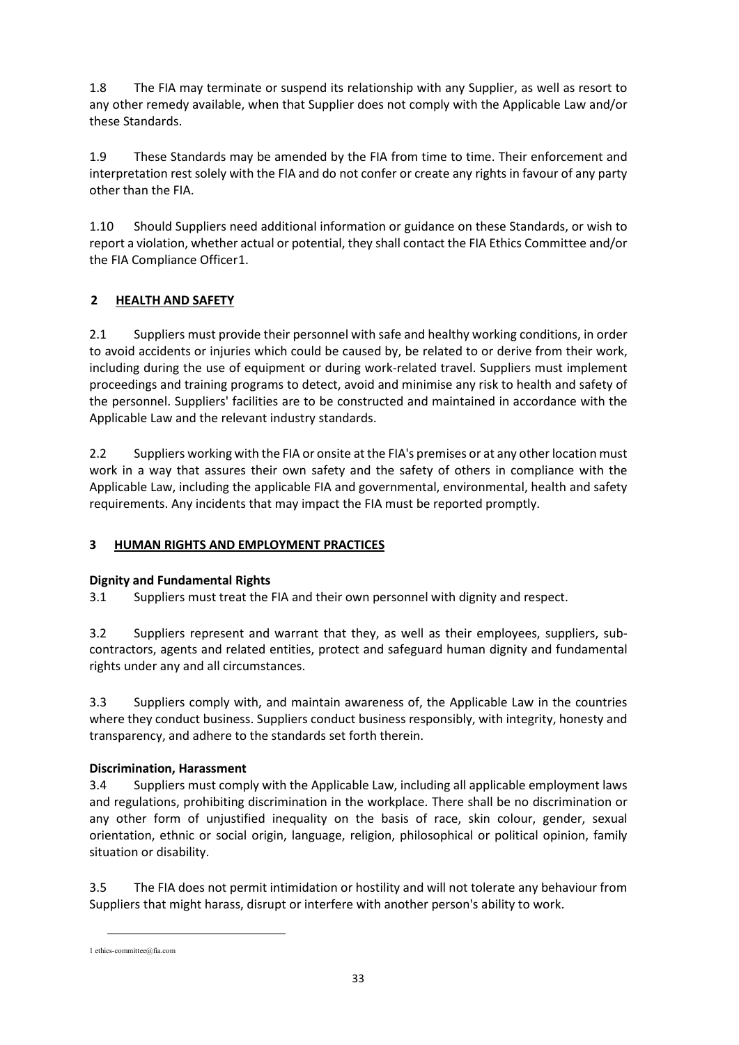1.8 The FIA may terminate or suspend its relationship with any Supplier, as well as resort to any other remedy available, when that Supplier does not comply with the Applicable Law and/or these Standards.

1.9 These Standards may be amended by the FIA from time to time. Their enforcement and interpretation rest solely with the FIA and do not confer or create any rights in favour of any party other than the FIA.

1.10 Should Suppliers need additional information or guidance on these Standards, or wish to report a violation, whether actual or potential, they shall contact the FIA Ethics Committee and/or the FIA Compliance Officer[1].

## 2 HEALTH AND SAFETY

2.1 Suppliers must provide their personnel with safe and healthy working conditions, in order to avoid accidents or injuries which could be caused by, be related to or derive from their work, including during the use of equipment or during work-related travel. Suppliers must implement proceedings and training programs to detect, avoid and minimise any risk to health and safety of the personnel. Suppliers' facilities are to be constructed and maintained in accordance with the Applicable Law and the relevant industry standards.

2.2 Suppliers working with the FIA or onsite at the FIA's premises or at any other location must work in a way that assures their own safety and the safety of others in compliance with the Applicable Law, including the applicable FIA and governmental, environmental, health and safety requirements. Any incidents that may impact the FIA must be reported promptly.

## 3 HUMAN RIGHTS AND EMPLOYMENT PRACTICES

### Dignity and Fundamental Rights

3.1 Suppliers must treat the FIA and their own personnel with dignity and respect.

3.2 Suppliers represent and warrant that they, as well as their employees, suppliers, sub-contractors, agents and related entities, protect and safeguard human dignity and fundamental rights under any and all circumstances.

3.3 Suppliers comply with, and maintain awareness of, the Applicable Law in the countries where they conduct business. Suppliers conduct business responsibly, with integrity, honesty and transparency, and adhere to the standards set forth therein.

### Discrimination, Harassment

3.4 Suppliers must comply with the Applicable Law, including all applicable employment laws and regulations, prohibiting discrimination in the workplace. There shall be no discrimination or any other form of unjustified inequality on the basis of race, skin colour, gender, sexual orientation, ethnic or social origin, language, religion, philosophical or political opinion, family situation or disability.

3.5 The FIA does not permit intimidation or hostility and will not tolerate any behaviour from Suppliers that might harass, disrupt or interfere with another person's ability to work.

---

[1] ethics-committee@fia.com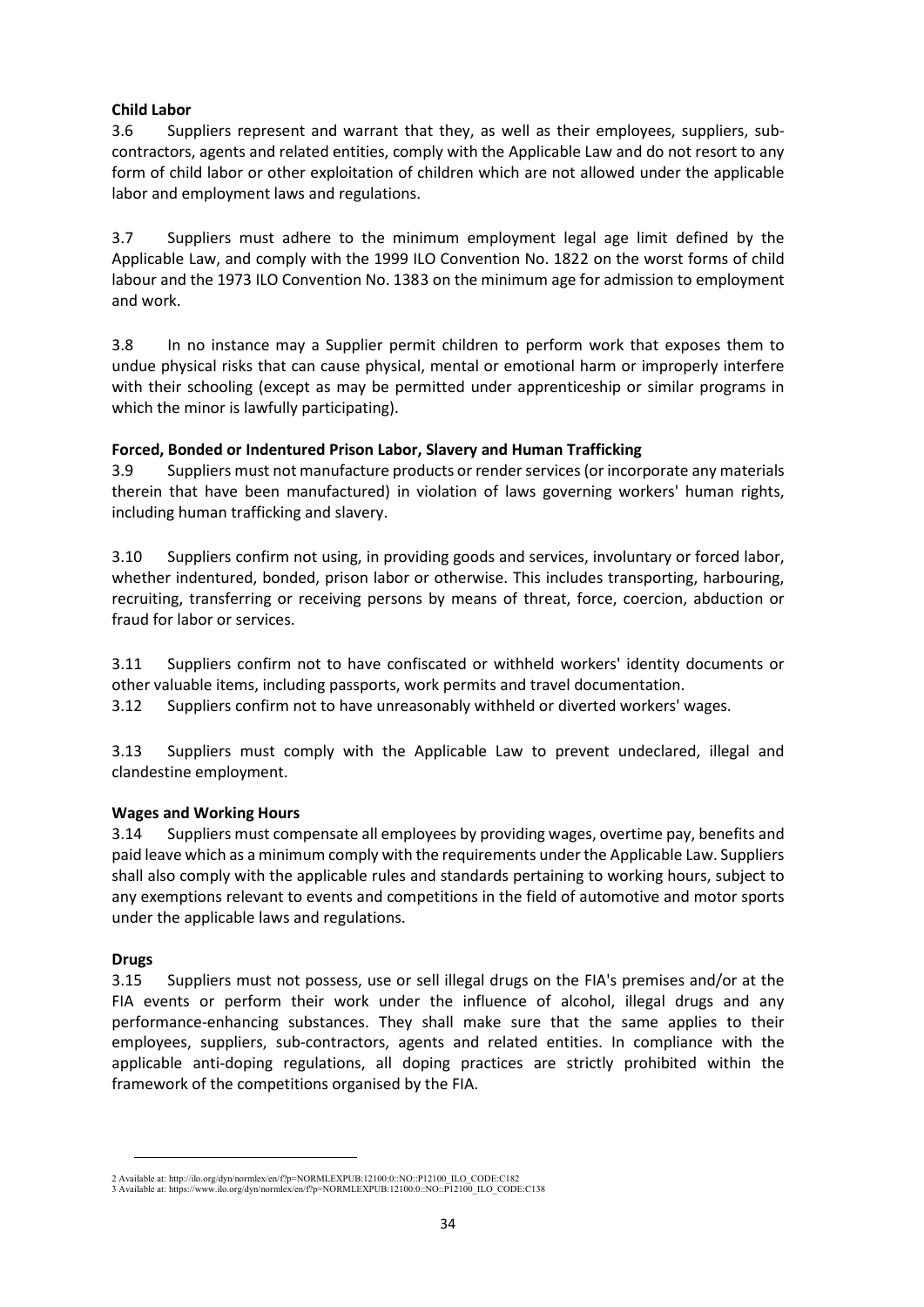**Child Labor**

3.6 Suppliers represent and warrant that they, as well as their employees, suppliers, sub-contractors, agents and related entities, comply with the Applicable Law and do not resort to any form of child labor or other exploitation of children which are not allowed under the applicable labor and employment laws and regulations.

3.7 Suppliers must adhere to the minimum employment legal age limit defined by the Applicable Law, and comply with the 1999 ILO Convention No. 182[2] on the worst forms of child labour and the 1973 ILO Convention No. 138[3] on the minimum age for admission to employment and work.

3.8 In no instance may a Supplier permit children to perform work that exposes them to undue physical risks that can cause physical, mental or emotional harm or improperly interfere with their schooling (except as may be permitted under apprenticeship or similar programs in which the minor is lawfully participating).

**Forced, Bonded or Indentured Prison Labor, Slavery and Human Trafficking**

3.9 Suppliers must not manufacture products or render services (or incorporate any materials therein that have been manufactured) in violation of laws governing workers' human rights, including human trafficking and slavery.

3.10 Suppliers confirm not using, in providing goods and services, involuntary or forced labor, whether indentured, bonded, prison labor or otherwise. This includes transporting, harbouring, recruiting, transferring or receiving persons by means of threat, force, coercion, abduction or fraud for labor or services.

3.11 Suppliers confirm not to have confiscated or withheld workers' identity documents or other valuable items, including passports, work permits and travel documentation.

3.12 Suppliers confirm not to have unreasonably withheld or diverted workers' wages.

3.13 Suppliers must comply with the Applicable Law to prevent undeclared, illegal and clandestine employment.

**Wages and Working Hours**

3.14 Suppliers must compensate all employees by providing wages, overtime pay, benefits and paid leave which as a minimum comply with the requirements under the Applicable Law. Suppliers shall also comply with the applicable rules and standards pertaining to working hours, subject to any exemptions relevant to events and competitions in the field of automotive and motor sports under the applicable laws and regulations.

**Drugs**

3.15 Suppliers must not possess, use or sell illegal drugs on the FIA's premises and/or at the FIA events or perform their work under the influence of alcohol, illegal drugs and any performance-enhancing substances. They shall make sure that the same applies to their employees, suppliers, sub-contractors, agents and related entities. In compliance with the applicable anti-doping regulations, all doping practices are strictly prohibited within the framework of the competitions organised by the FIA.

---

[2] Available at: http://ilo.org/dyn/normlex/en/f?p=NORMLEXPUB:12100:0::NO::P12100_ILO_CODE:C182

[3] Available at: https://www.ilo.org/dyn/normlex/en/f?p=NORMLEXPUB:12100:0::NO::P12100_ILO_CODE:C138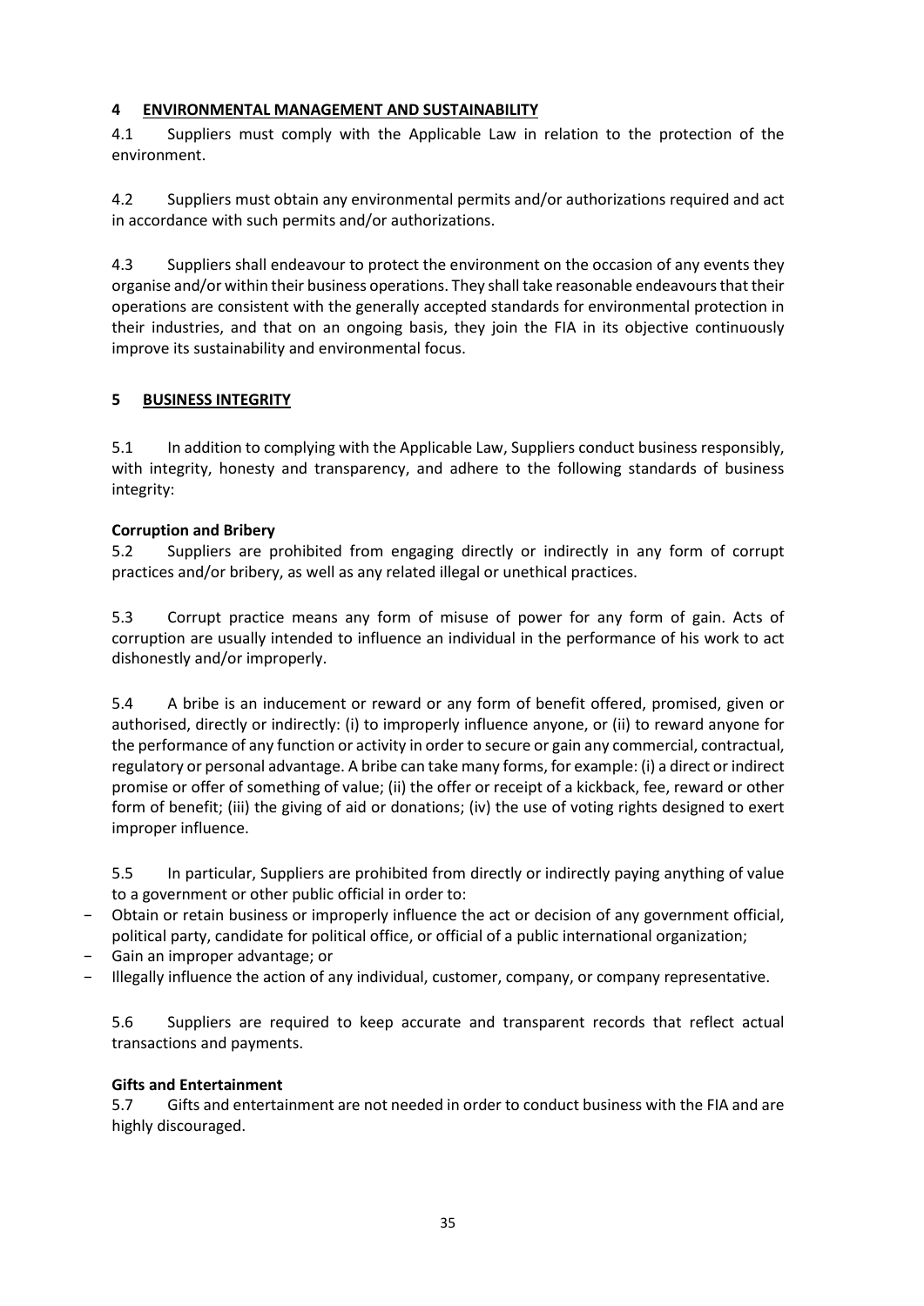## 4 ENVIRONMENTAL MANAGEMENT AND SUSTAINABILITY

4.1 Suppliers must comply with the Applicable Law in relation to the protection of the environment.

4.2 Suppliers must obtain any environmental permits and/or authorizations required and act in accordance with such permits and/or authorizations.

4.3 Suppliers shall endeavour to protect the environment on the occasion of any events they organise and/or within their business operations. They shall take reasonable endeavours that their operations are consistent with the generally accepted standards for environmental protection in their industries, and that on an ongoing basis, they join the FIA in its objective continuously improve its sustainability and environmental focus.

## 5 BUSINESS INTEGRITY

5.1 In addition to complying with the Applicable Law, Suppliers conduct business responsibly, with integrity, honesty and transparency, and adhere to the following standards of business integrity:

**Corruption and Bribery**

5.2 Suppliers are prohibited from engaging directly or indirectly in any form of corrupt practices and/or bribery, as well as any related illegal or unethical practices.

5.3 Corrupt practice means any form of misuse of power for any form of gain. Acts of corruption are usually intended to influence an individual in the performance of his work to act dishonestly and/or improperly.

5.4 A bribe is an inducement or reward or any form of benefit offered, promised, given or authorised, directly or indirectly: (i) to improperly influence anyone, or (ii) to reward anyone for the performance of any function or activity in order to secure or gain any commercial, contractual, regulatory or personal advantage. A bribe can take many forms, for example: (i) a direct or indirect promise or offer of something of value; (ii) the offer or receipt of a kickback, fee, reward or other form of benefit; (iii) the giving of aid or donations; (iv) the use of voting rights designed to exert improper influence.

5.5 In particular, Suppliers are prohibited from directly or indirectly paying anything of value to a government or other public official in order to:

- Obtain or retain business or improperly influence the act or decision of any government official, political party, candidate for political office, or official of a public international organization;
- Gain an improper advantage; or
- Illegally influence the action of any individual, customer, company, or company representative.

5.6 Suppliers are required to keep accurate and transparent records that reflect actual transactions and payments.

**Gifts and Entertainment**

5.7 Gifts and entertainment are not needed in order to conduct business with the FIA and are highly discouraged.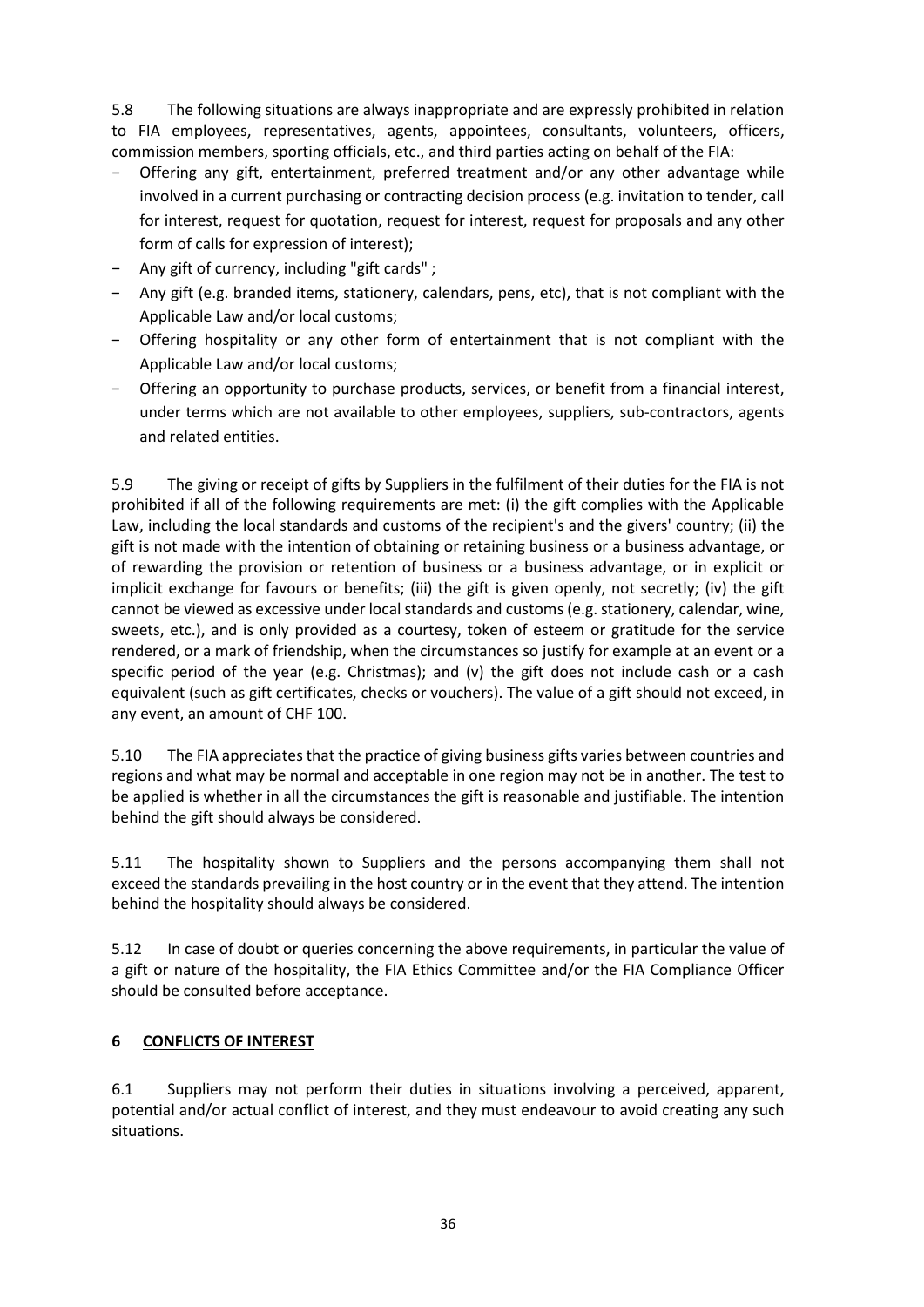5.8 The following situations are always inappropriate and are expressly prohibited in relation to FIA employees, representatives, agents, appointees, consultants, volunteers, officers, commission members, sporting officials, etc., and third parties acting on behalf of the FIA:

- Offering any gift, entertainment, preferred treatment and/or any other advantage while involved in a current purchasing or contracting decision process (e.g. invitation to tender, call for interest, request for quotation, request for interest, request for proposals and any other form of calls for expression of interest);
- Any gift of currency, including "gift cards" ;
- Any gift (e.g. branded items, stationery, calendars, pens, etc), that is not compliant with the Applicable Law and/or local customs;
- Offering hospitality or any other form of entertainment that is not compliant with the Applicable Law and/or local customs;
- Offering an opportunity to purchase products, services, or benefit from a financial interest, under terms which are not available to other employees, suppliers, sub-contractors, agents and related entities.

5.9 The giving or receipt of gifts by Suppliers in the fulfilment of their duties for the FIA is not prohibited if all of the following requirements are met: (i) the gift complies with the Applicable Law, including the local standards and customs of the recipient's and the givers' country; (ii) the gift is not made with the intention of obtaining or retaining business or a business advantage, or of rewarding the provision or retention of business or a business advantage, or in explicit or implicit exchange for favours or benefits; (iii) the gift is given openly, not secretly; (iv) the gift cannot be viewed as excessive under local standards and customs (e.g. stationery, calendar, wine, sweets, etc.), and is only provided as a courtesy, token of esteem or gratitude for the service rendered, or a mark of friendship, when the circumstances so justify for example at an event or a specific period of the year (e.g. Christmas); and (v) the gift does not include cash or a cash equivalent (such as gift certificates, checks or vouchers). The value of a gift should not exceed, in any event, an amount of CHF 100.

5.10 The FIA appreciates that the practice of giving business gifts varies between countries and regions and what may be normal and acceptable in one region may not be in another. The test to be applied is whether in all the circumstances the gift is reasonable and justifiable. The intention behind the gift should always be considered.

5.11 The hospitality shown to Suppliers and the persons accompanying them shall not exceed the standards prevailing in the host country or in the event that they attend. The intention behind the hospitality should always be considered.

5.12 In case of doubt or queries concerning the above requirements, in particular the value of a gift or nature of the hospitality, the FIA Ethics Committee and/or the FIA Compliance Officer should be consulted before acceptance.

## 6 CONFLICTS OF INTEREST

6.1 Suppliers may not perform their duties in situations involving a perceived, apparent, potential and/or actual conflict of interest, and they must endeavour to avoid creating any such situations.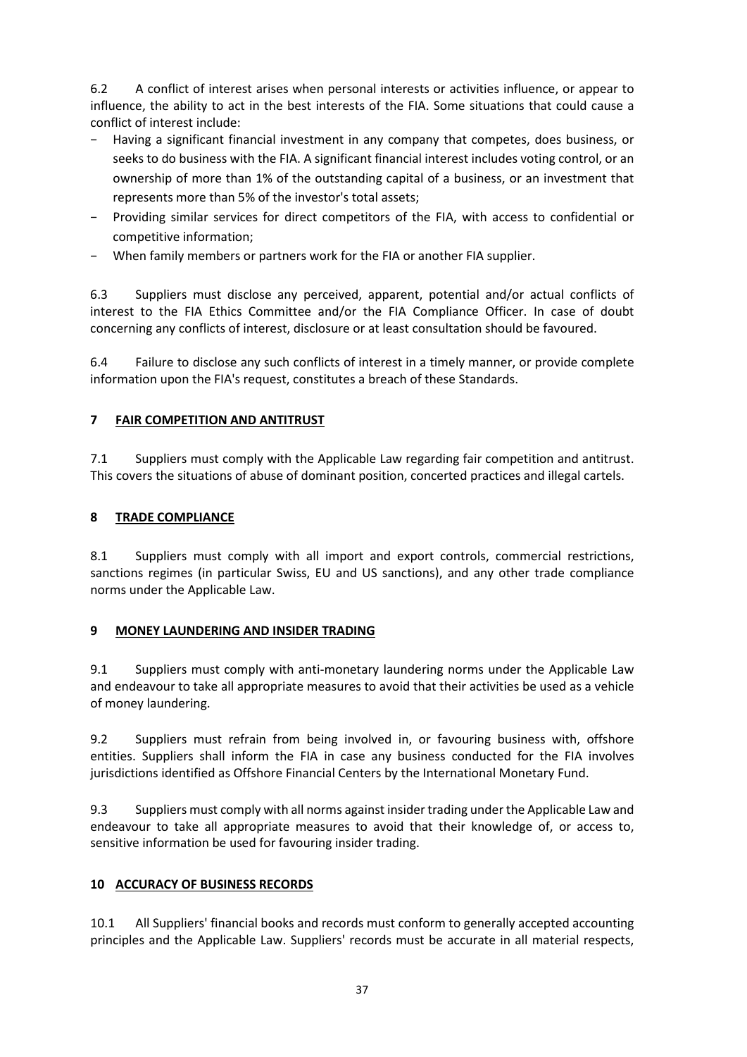6.2 A conflict of interest arises when personal interests or activities influence, or appear to influence, the ability to act in the best interests of the FIA. Some situations that could cause a conflict of interest include:

- Having a significant financial investment in any company that competes, does business, or seeks to do business with the FIA. A significant financial interest includes voting control, or an ownership of more than 1% of the outstanding capital of a business, or an investment that represents more than 5% of the investor's total assets;
- Providing similar services for direct competitors of the FIA, with access to confidential or competitive information;
- When family members or partners work for the FIA or another FIA supplier.

6.3 Suppliers must disclose any perceived, apparent, potential and/or actual conflicts of interest to the FIA Ethics Committee and/or the FIA Compliance Officer. In case of doubt concerning any conflicts of interest, disclosure or at least consultation should be favoured.

6.4 Failure to disclose any such conflicts of interest in a timely manner, or provide complete information upon the FIA's request, constitutes a breach of these Standards.

## 7 FAIR COMPETITION AND ANTITRUST

7.1 Suppliers must comply with the Applicable Law regarding fair competition and antitrust. This covers the situations of abuse of dominant position, concerted practices and illegal cartels.

## 8 TRADE COMPLIANCE

8.1 Suppliers must comply with all import and export controls, commercial restrictions, sanctions regimes (in particular Swiss, EU and US sanctions), and any other trade compliance norms under the Applicable Law.

## 9 MONEY LAUNDERING AND INSIDER TRADING

9.1 Suppliers must comply with anti-monetary laundering norms under the Applicable Law and endeavour to take all appropriate measures to avoid that their activities be used as a vehicle of money laundering.

9.2 Suppliers must refrain from being involved in, or favouring business with, offshore entities. Suppliers shall inform the FIA in case any business conducted for the FIA involves jurisdictions identified as Offshore Financial Centers by the International Monetary Fund.

9.3 Suppliers must comply with all norms against insider trading under the Applicable Law and endeavour to take all appropriate measures to avoid that their knowledge of, or access to, sensitive information be used for favouring insider trading.

## 10 ACCURACY OF BUSINESS RECORDS

10.1 All Suppliers' financial books and records must conform to generally accepted accounting principles and the Applicable Law. Suppliers' records must be accurate in all material respects,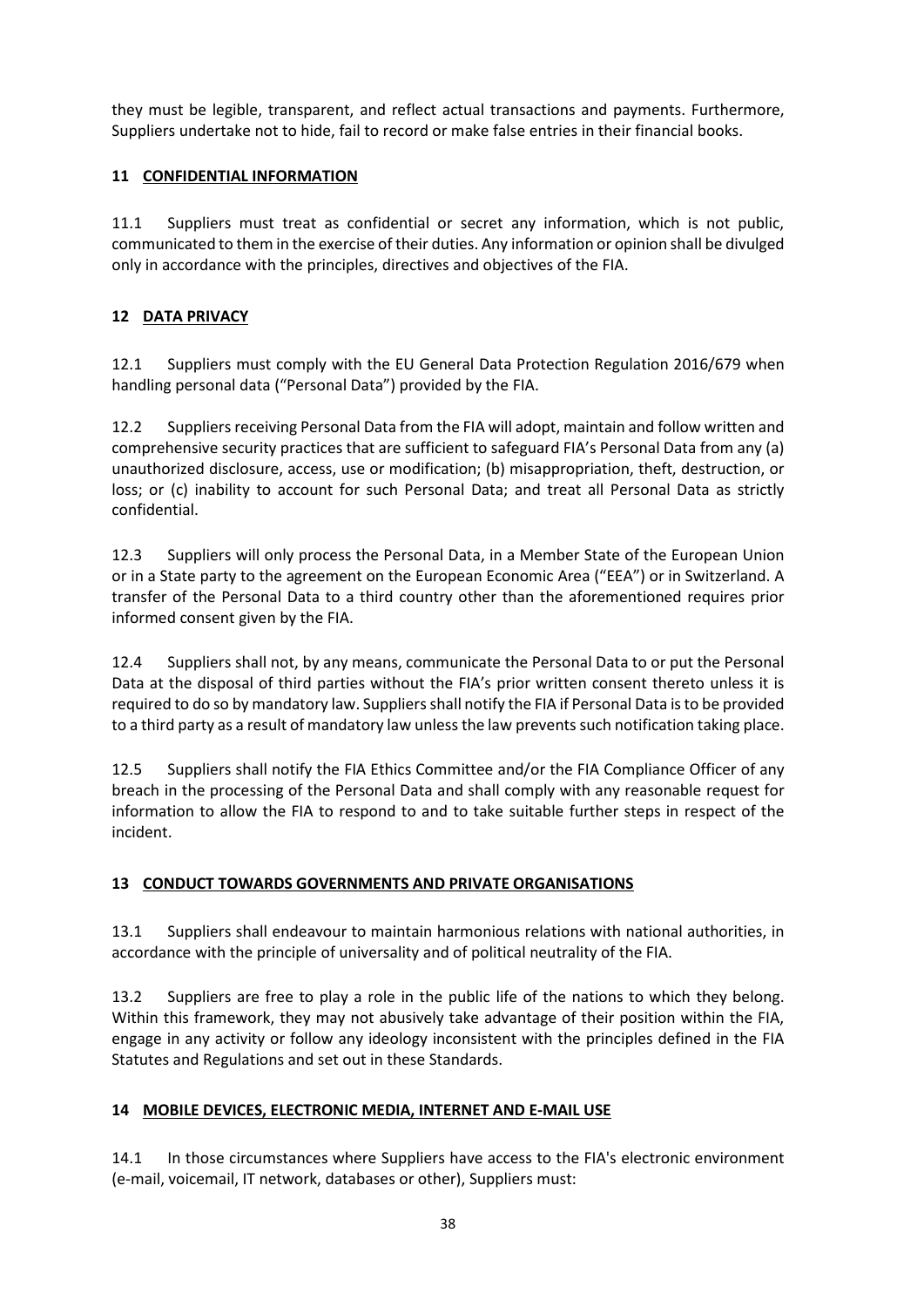they must be legible, transparent, and reflect actual transactions and payments. Furthermore, Suppliers undertake not to hide, fail to record or make false entries in their financial books.

## 11 CONFIDENTIAL INFORMATION

11.1 Suppliers must treat as confidential or secret any information, which is not public, communicated to them in the exercise of their duties. Any information or opinion shall be divulged only in accordance with the principles, directives and objectives of the FIA.

## 12 DATA PRIVACY

12.1 Suppliers must comply with the EU General Data Protection Regulation 2016/679 when handling personal data ("Personal Data") provided by the FIA.

12.2 Suppliers receiving Personal Data from the FIA will adopt, maintain and follow written and comprehensive security practices that are sufficient to safeguard FIA's Personal Data from any (a) unauthorized disclosure, access, use or modification; (b) misappropriation, theft, destruction, or loss; or (c) inability to account for such Personal Data; and treat all Personal Data as strictly confidential.

12.3 Suppliers will only process the Personal Data, in a Member State of the European Union or in a State party to the agreement on the European Economic Area ("EEA") or in Switzerland. A transfer of the Personal Data to a third country other than the aforementioned requires prior informed consent given by the FIA.

12.4 Suppliers shall not, by any means, communicate the Personal Data to or put the Personal Data at the disposal of third parties without the FIA's prior written consent thereto unless it is required to do so by mandatory law. Suppliers shall notify the FIA if Personal Data is to be provided to a third party as a result of mandatory law unless the law prevents such notification taking place.

12.5 Suppliers shall notify the FIA Ethics Committee and/or the FIA Compliance Officer of any breach in the processing of the Personal Data and shall comply with any reasonable request for information to allow the FIA to respond to and to take suitable further steps in respect of the incident.

## 13 CONDUCT TOWARDS GOVERNMENTS AND PRIVATE ORGANISATIONS

13.1 Suppliers shall endeavour to maintain harmonious relations with national authorities, in accordance with the principle of universality and of political neutrality of the FIA.

13.2 Suppliers are free to play a role in the public life of the nations to which they belong. Within this framework, they may not abusively take advantage of their position within the FIA, engage in any activity or follow any ideology inconsistent with the principles defined in the FIA Statutes and Regulations and set out in these Standards.

## 14 MOBILE DEVICES, ELECTRONIC MEDIA, INTERNET AND E-MAIL USE

14.1 In those circumstances where Suppliers have access to the FIA's electronic environment (e-mail, voicemail, IT network, databases or other), Suppliers must: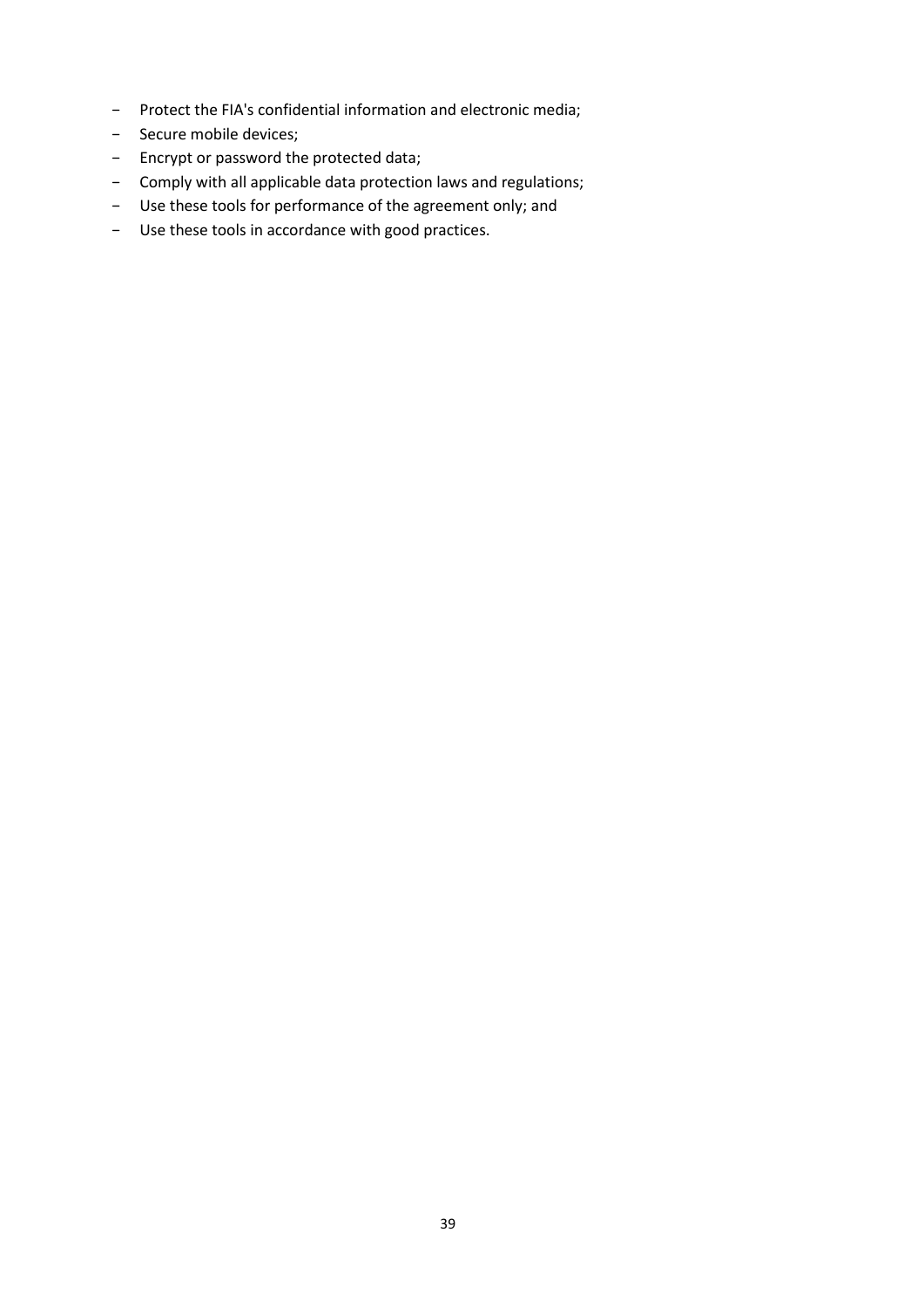- Protect the FIA's confidential information and electronic media;
- Secure mobile devices;
- Encrypt or password the protected data;
- Comply with all applicable data protection laws and regulations;
- Use these tools for performance of the agreement only; and
- Use these tools in accordance with good practices.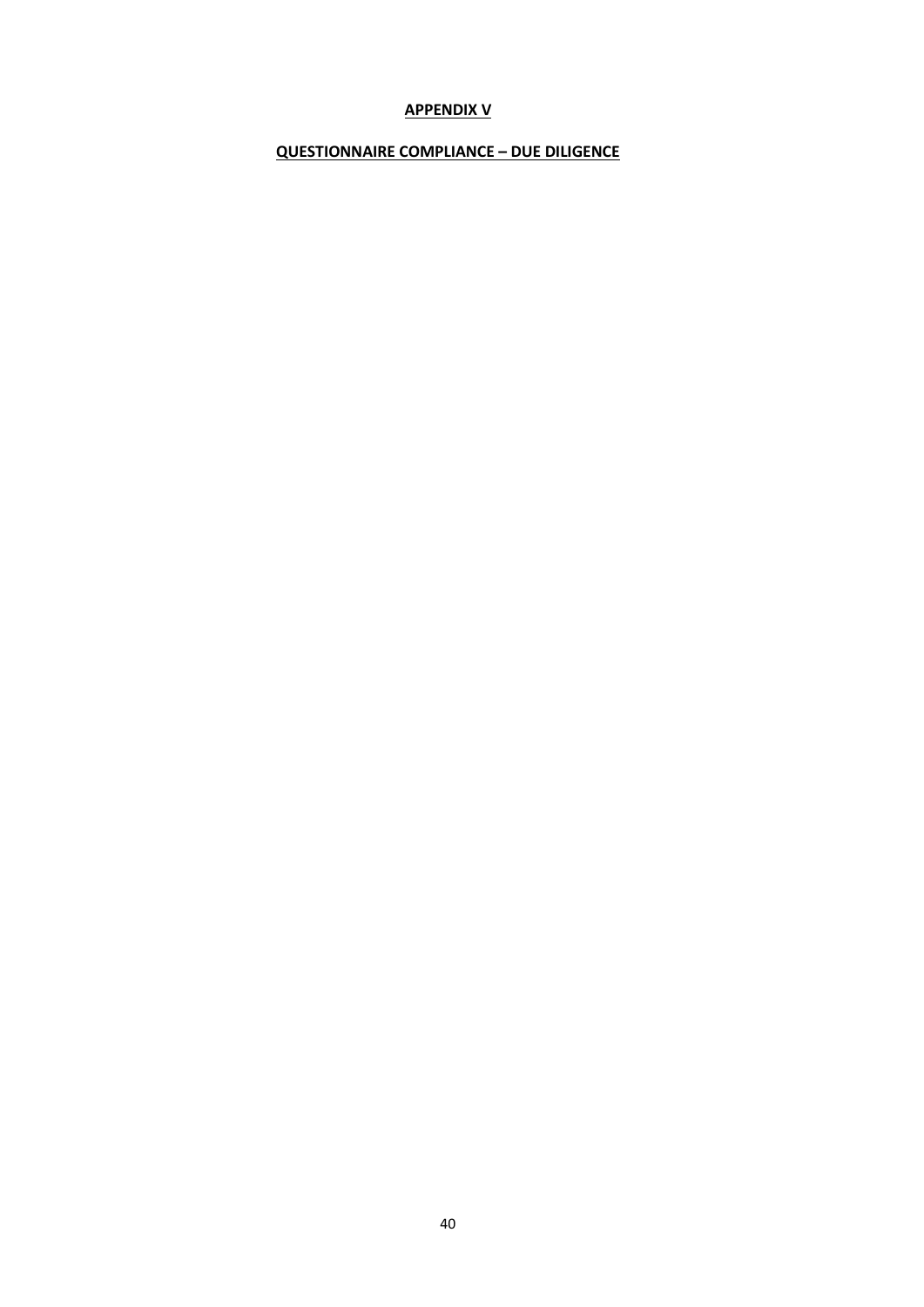**APPENDIX V**

**QUESTIONNAIRE COMPLIANCE – DUE DILIGENCE**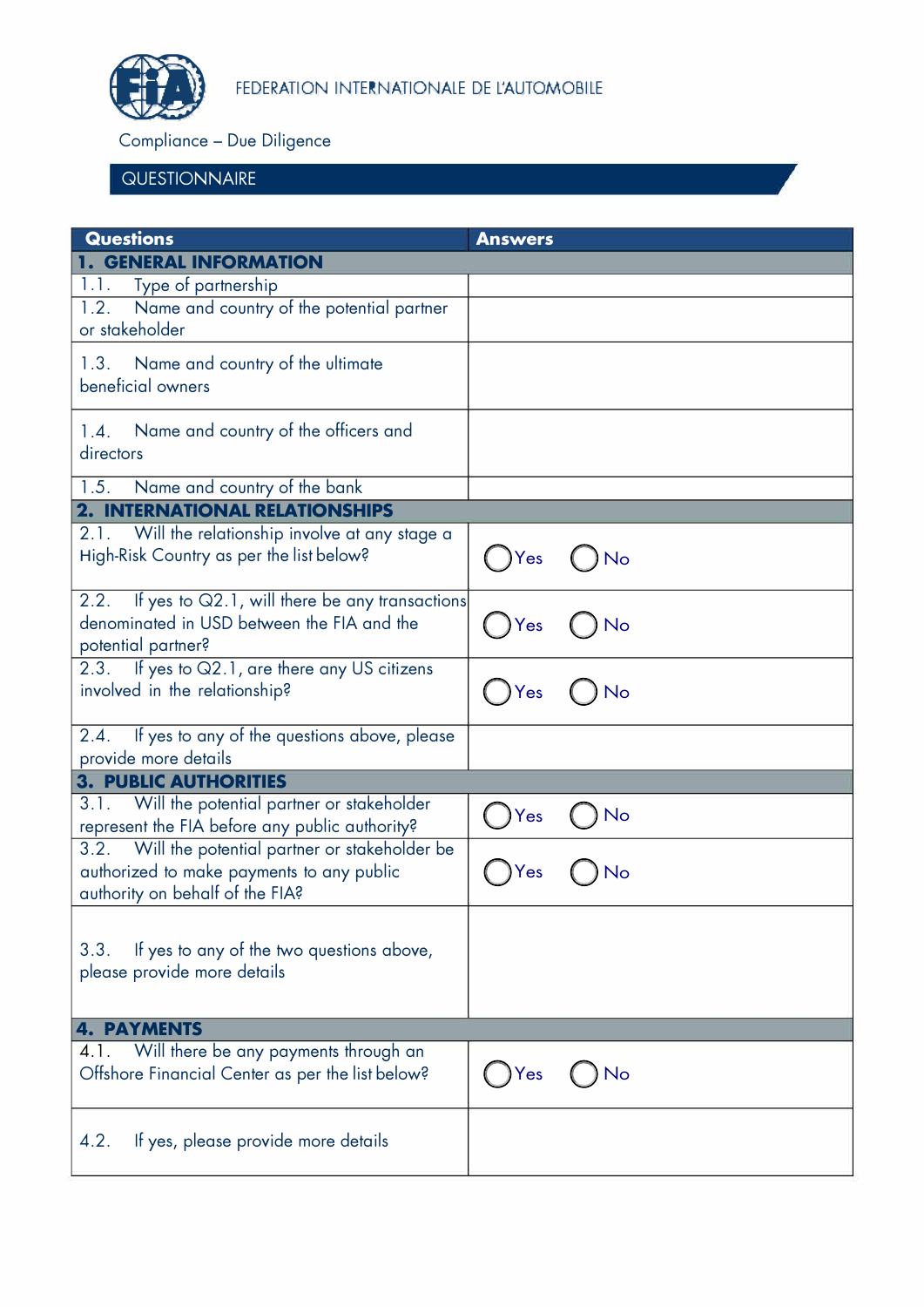FEDERATION INTERNATIONALE DE L'AUTOMOBILE

Compliance – Due Diligence

## QUESTIONNAIRE

| Questions | Answers |
|---|---|
| **1. GENERAL INFORMATION** | |
| 1.1. Type of partnership | |
| 1.2. Name and country of the potential partner or stakeholder | |
| 1.3. Name and country of the ultimate beneficial owners | |
| 1.4. Name and country of the officers and directors | |
| 1.5. Name and country of the bank | |
| **2. INTERNATIONAL RELATIONSHIPS** | |
| 2.1. Will the relationship involve at any stage a High-Risk Country as per the list below? | ◯ Yes ◯ No |
| 2.2. If yes to Q2.1, will there be any transactions denominated in USD between the FIA and the potential partner? | ◯ Yes ◯ No |
| 2.3. If yes to Q2.1, are there any US citizens involved in the relationship? | ◯ Yes ◯ No |
| 2.4. If yes to any of the questions above, please provide more details | |
| **3. PUBLIC AUTHORITIES** | |
| 3.1. Will the potential partner or stakeholder represent the FIA before any public authority? | ◯ Yes ◯ No |
| 3.2. Will the potential partner or stakeholder be authorized to make payments to any public authority on behalf of the FIA? | ◯ Yes ◯ No |
| 3.3. If yes to any of the two questions above, please provide more details | |
| **4. PAYMENTS** | |
| 4.1. Will there be any payments through an Offshore Financial Center as per the list below? | ◯ Yes ◯ No |
| 4.2. If yes, please provide more details | |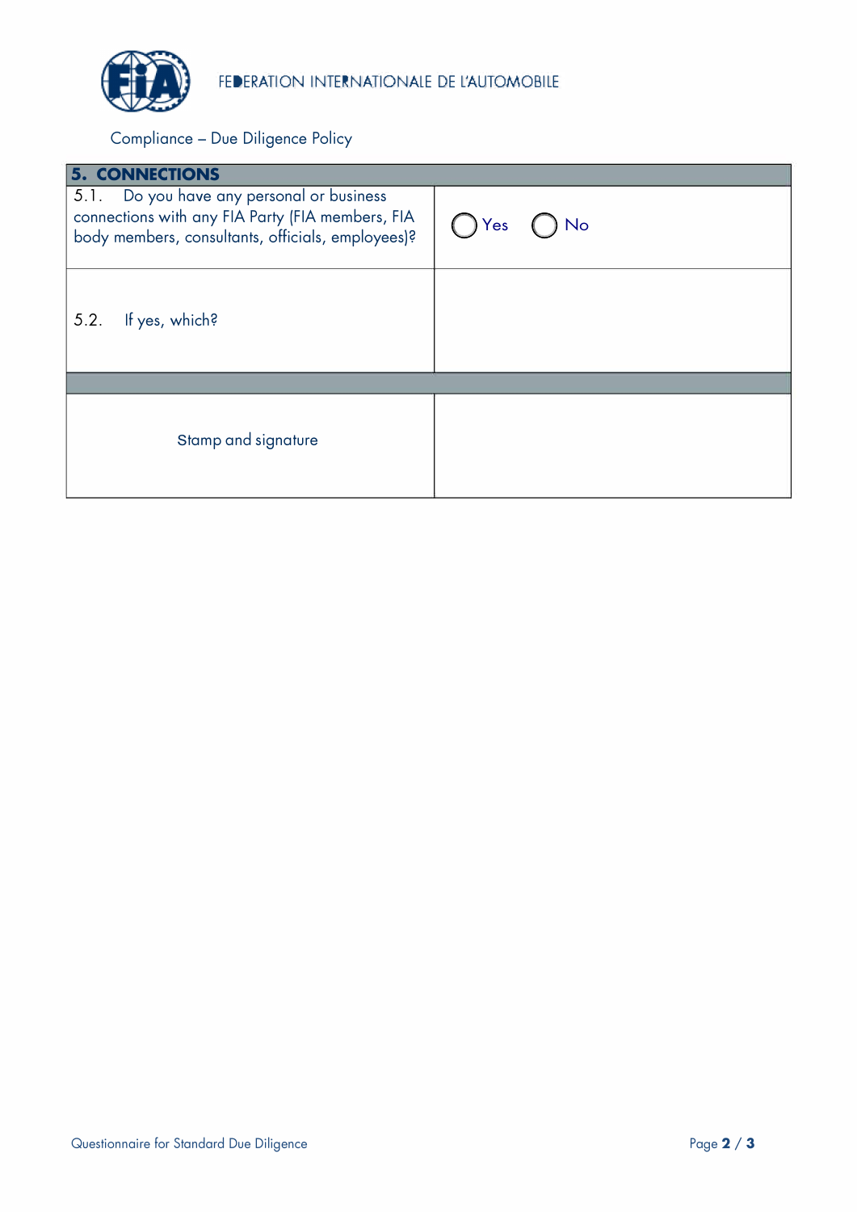FEDERATION INTERNATIONALE DE L'AUTOMOBILE

Compliance – Due Diligence Policy

| 5. CONNECTIONS | |
|---|---|
| 5.1. Do you have any personal or business connections with any FIA Party (FIA members, FIA body members, consultants, officials, employees)? | ◯ Yes ◯ No |
| 5.2. If yes, which? | |
| | |
| Stamp and signature | |

Questionnaire for Standard Due Diligence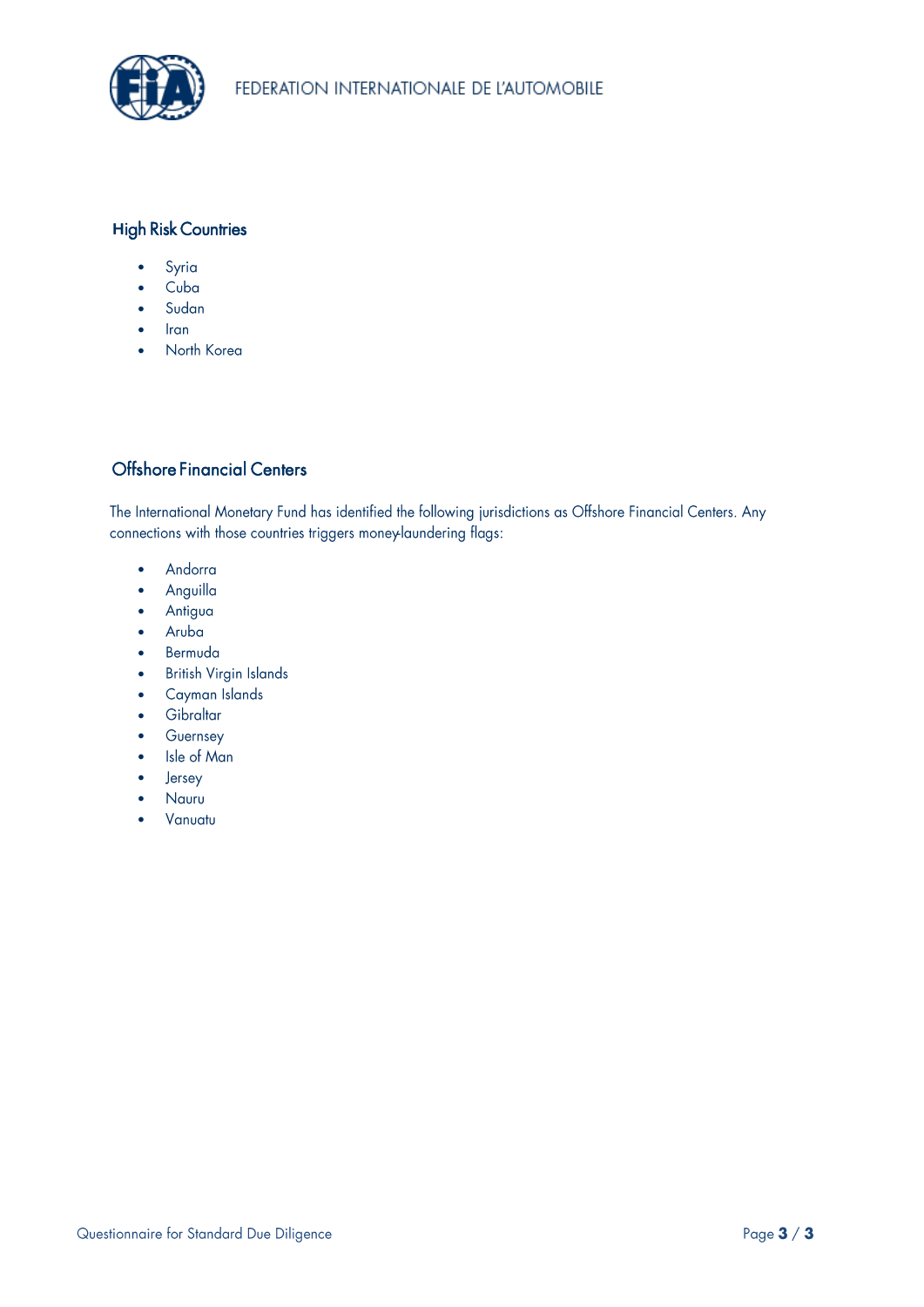## High Risk Countries

- Syria
- Cuba
- Sudan
- Iran
- North Korea

## Offshore Financial Centers

The International Monetary Fund has identified the following jurisdictions as Offshore Financial Centers. Any connections with those countries triggers money-laundering flags:

- Andorra
- Anguilla
- Antigua
- Aruba
- Bermuda
- British Virgin Islands
- Cayman Islands
- Gibraltar
- Guernsey
- Isle of Man
- Jersey
- Nauru
- Vanuatu